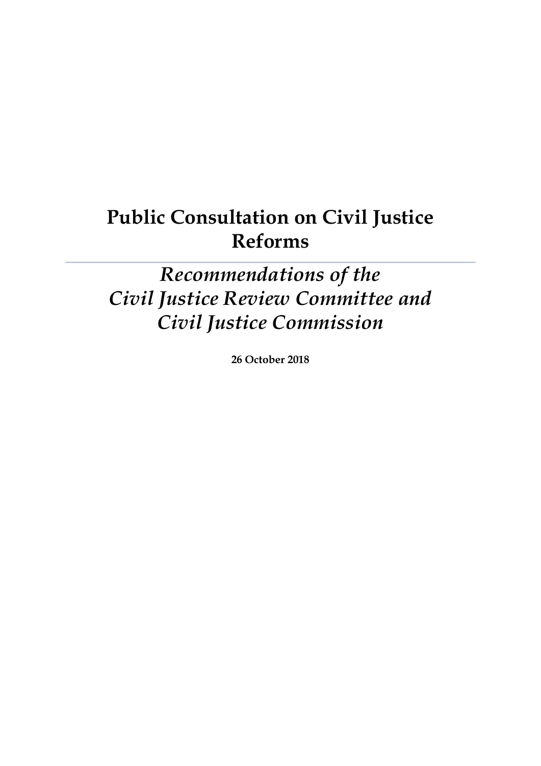# Public Consultation on Civil Justice Reforms

---

## *Recommendations of the Civil Justice Review Committee and Civil Justice Commission*

**26 October 2018**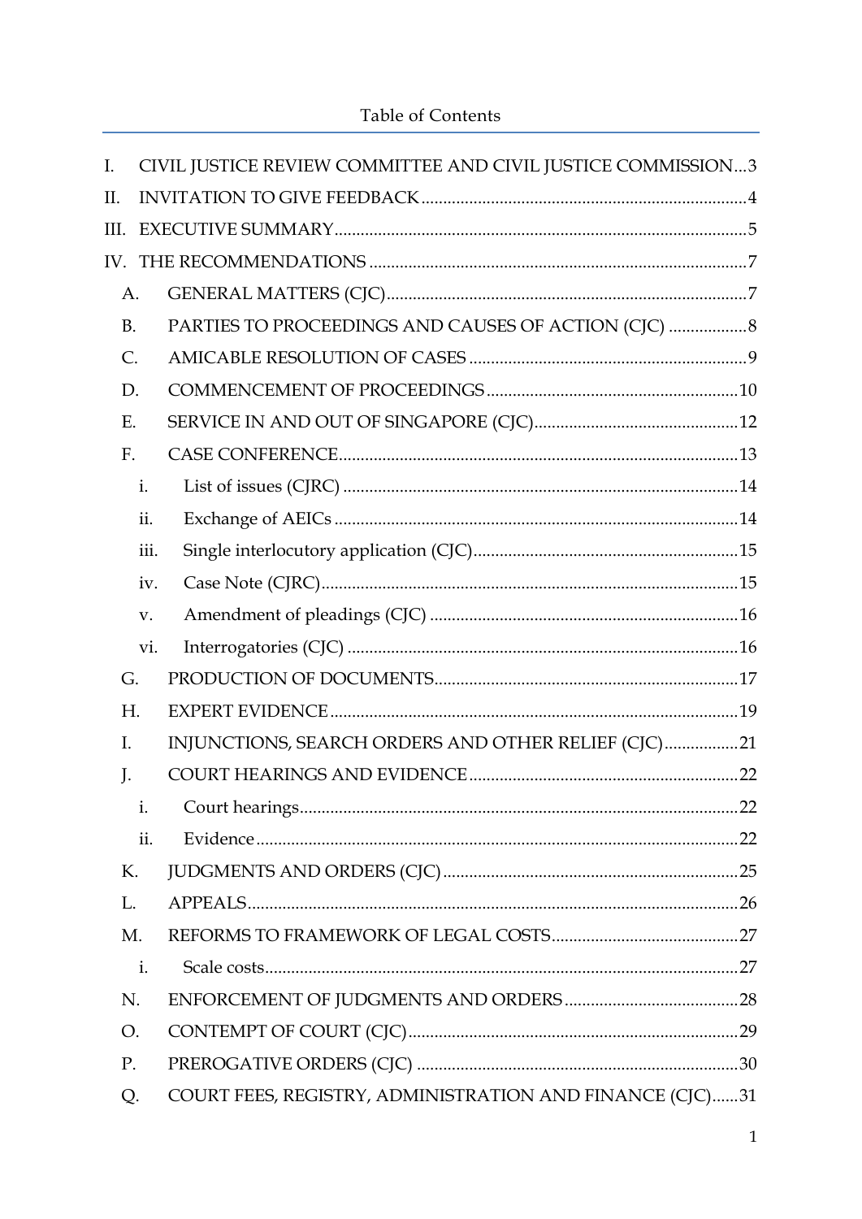# Table of Contents

I. CIVIL JUSTICE REVIEW COMMITTEE AND CIVIL JUSTICE COMMISSION...3

II. INVITATION TO GIVE FEEDBACK...4

III. EXECUTIVE SUMMARY...5

IV. THE RECOMMENDATIONS...7

- A. GENERAL MATTERS (CJC)...7
- B. PARTIES TO PROCEEDINGS AND CAUSES OF ACTION (CJC)...8
- C. AMICABLE RESOLUTION OF CASES...9
- D. COMMENCEMENT OF PROCEEDINGS...10
- E. SERVICE IN AND OUT OF SINGAPORE (CJC)...12
- F. CASE CONFERENCE...13
  - i. List of issues (CJRC)...14
  - ii. Exchange of AEICs...14
  - iii. Single interlocutory application (CJC)...15
  - iv. Case Note (CJRC)...15
  - v. Amendment of pleadings (CJC)...16
  - vi. Interrogatories (CJC)...16
- G. PRODUCTION OF DOCUMENTS...17
- H. EXPERT EVIDENCE...19
- I. INJUNCTIONS, SEARCH ORDERS AND OTHER RELIEF (CJC)...21
- J. COURT HEARINGS AND EVIDENCE...22
  - i. Court hearings...22
  - ii. Evidence...22
- K. JUDGMENTS AND ORDERS (CJC)...25
- L. APPEALS...26
- M. REFORMS TO FRAMEWORK OF LEGAL COSTS...27
  - i. Scale costs...27
- N. ENFORCEMENT OF JUDGMENTS AND ORDERS...28
- O. CONTEMPT OF COURT (CJC)...29
- P. PREROGATIVE ORDERS (CJC)...30
- Q. COURT FEES, REGISTRY, ADMINISTRATION AND FINANCE (CJC)...31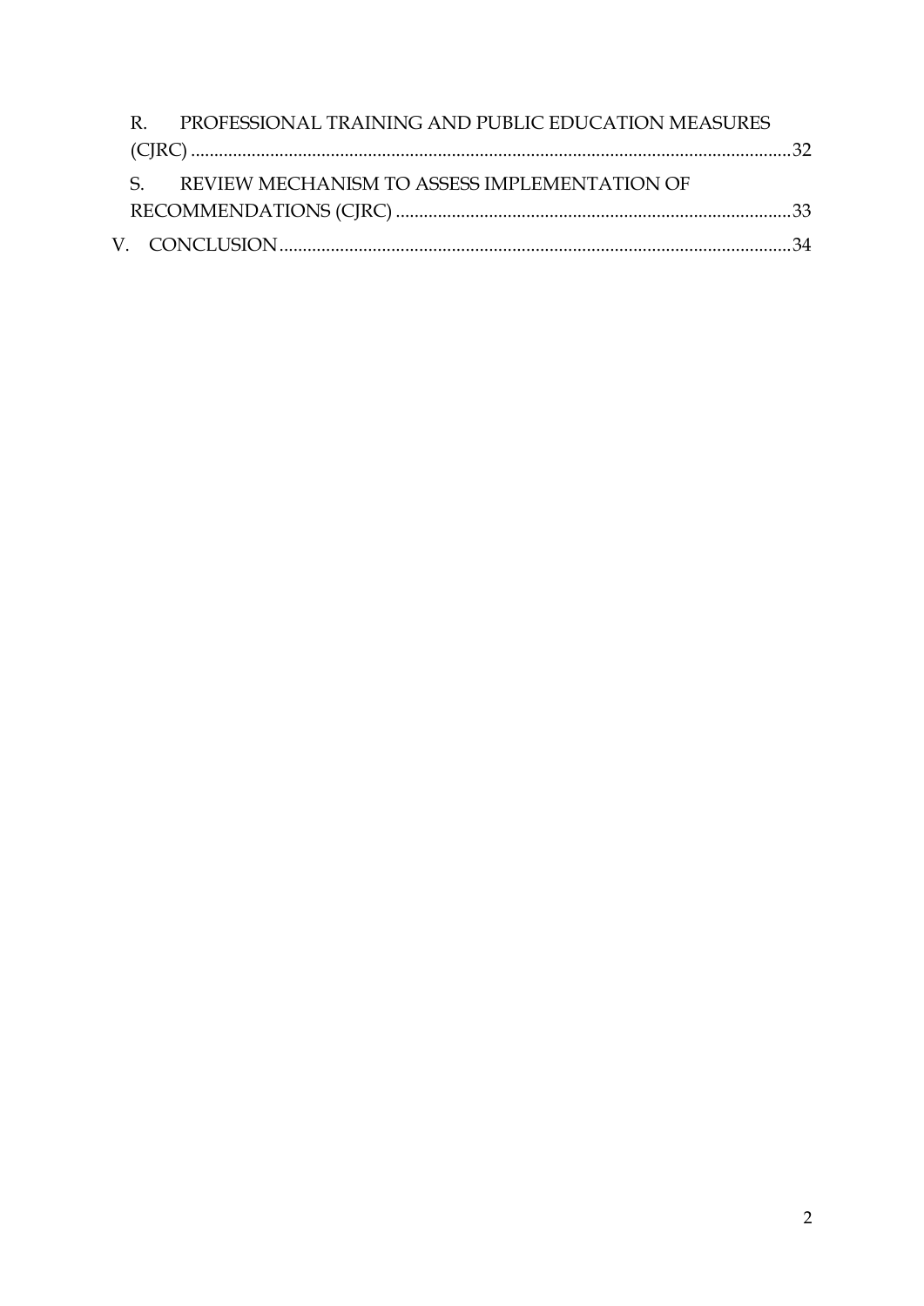R. PROFESSIONAL TRAINING AND PUBLIC EDUCATION MEASURES (CJRC) ........................................................................................................ 32

S. REVIEW MECHANISM TO ASSESS IMPLEMENTATION OF RECOMMENDATIONS (CJRC) ........................................................................ 33

V. CONCLUSION ................................................................................................ 34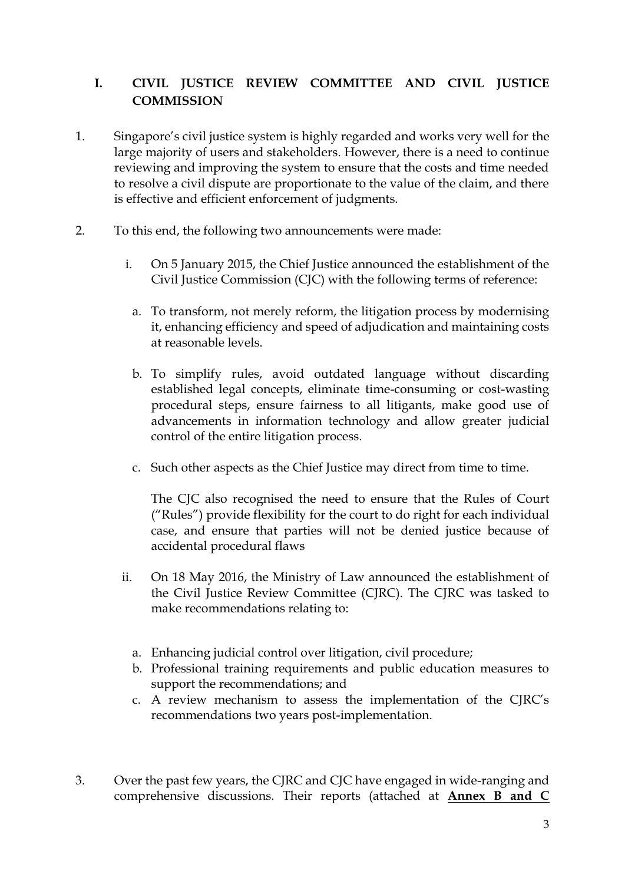## I. CIVIL JUSTICE REVIEW COMMITTEE AND CIVIL JUSTICE COMMISSION

1. Singapore's civil justice system is highly regarded and works very well for the large majority of users and stakeholders. However, there is a need to continue reviewing and improving the system to ensure that the costs and time needed to resolve a civil dispute are proportionate to the value of the claim, and there is effective and efficient enforcement of judgments.

2. To this end, the following two announcements were made:

   i. On 5 January 2015, the Chief Justice announced the establishment of the Civil Justice Commission (CJC) with the following terms of reference:

      a. To transform, not merely reform, the litigation process by modernising it, enhancing efficiency and speed of adjudication and maintaining costs at reasonable levels.

      b. To simplify rules, avoid outdated language without discarding established legal concepts, eliminate time-consuming or cost-wasting procedural steps, ensure fairness to all litigants, make good use of advancements in information technology and allow greater judicial control of the entire litigation process.

      c. Such other aspects as the Chief Justice may direct from time to time.

      The CJC also recognised the need to ensure that the Rules of Court ("Rules") provide flexibility for the court to do right for each individual case, and ensure that parties will not be denied justice because of accidental procedural flaws

   ii. On 18 May 2016, the Ministry of Law announced the establishment of the Civil Justice Review Committee (CJRC). The CJRC was tasked to make recommendations relating to:

      a. Enhancing judicial control over litigation, civil procedure;
      b. Professional training requirements and public education measures to support the recommendations; and
      c. A review mechanism to assess the implementation of the CJRC's recommendations two years post-implementation.

3. Over the past few years, the CJRC and CJC have engaged in wide-ranging and comprehensive discussions. Their reports (attached at **Annex B and C**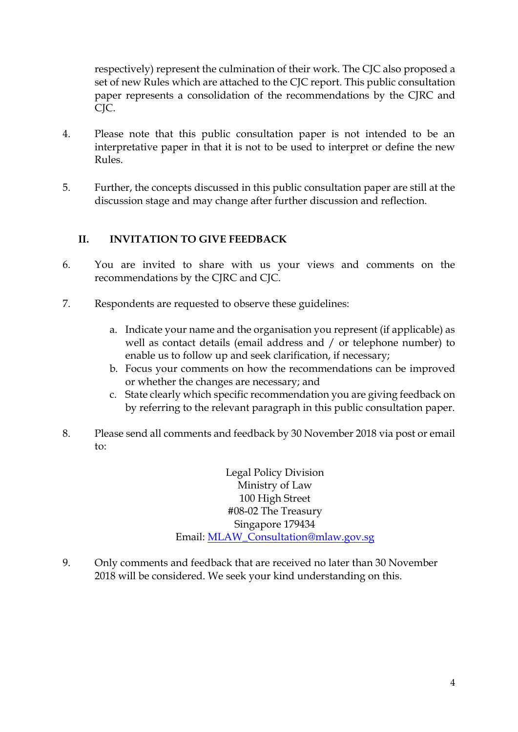respectively) represent the culmination of their work. The CJC also proposed a set of new Rules which are attached to the CJC report. This public consultation paper represents a consolidation of the recommendations by the CJRC and CJC.

4. Please note that this public consultation paper is not intended to be an interpretative paper in that it is not to be used to interpret or define the new Rules.

5. Further, the concepts discussed in this public consultation paper are still at the discussion stage and may change after further discussion and reflection.

## II. INVITATION TO GIVE FEEDBACK

6. You are invited to share with us your views and comments on the recommendations by the CJRC and CJC.

7. Respondents are requested to observe these guidelines:

   a. Indicate your name and the organisation you represent (if applicable) as well as contact details (email address and / or telephone number) to enable us to follow up and seek clarification, if necessary;
   b. Focus your comments on how the recommendations can be improved or whether the changes are necessary; and
   c. State clearly which specific recommendation you are giving feedback on by referring to the relevant paragraph in this public consultation paper.

8. Please send all comments and feedback by 30 November 2018 via post or email to:

Legal Policy Division
Ministry of Law
100 High Street
#08-02 The Treasury
Singapore 179434
Email: MLAW_Consultation@mlaw.gov.sg

9. Only comments and feedback that are received no later than 30 November 2018 will be considered. We seek your kind understanding on this.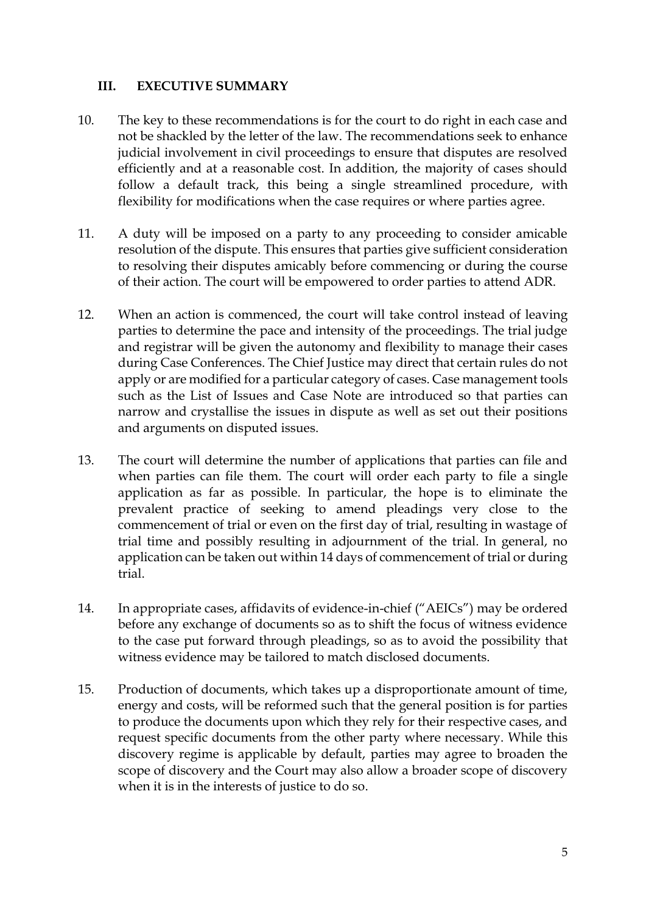## III. EXECUTIVE SUMMARY

10. The key to these recommendations is for the court to do right in each case and not be shackled by the letter of the law. The recommendations seek to enhance judicial involvement in civil proceedings to ensure that disputes are resolved efficiently and at a reasonable cost. In addition, the majority of cases should follow a default track, this being a single streamlined procedure, with flexibility for modifications when the case requires or where parties agree.

11. A duty will be imposed on a party to any proceeding to consider amicable resolution of the dispute. This ensures that parties give sufficient consideration to resolving their disputes amicably before commencing or during the course of their action. The court will be empowered to order parties to attend ADR.

12. When an action is commenced, the court will take control instead of leaving parties to determine the pace and intensity of the proceedings. The trial judge and registrar will be given the autonomy and flexibility to manage their cases during Case Conferences. The Chief Justice may direct that certain rules do not apply or are modified for a particular category of cases. Case management tools such as the List of Issues and Case Note are introduced so that parties can narrow and crystallise the issues in dispute as well as set out their positions and arguments on disputed issues.

13. The court will determine the number of applications that parties can file and when parties can file them. The court will order each party to file a single application as far as possible. In particular, the hope is to eliminate the prevalent practice of seeking to amend pleadings very close to the commencement of trial or even on the first day of trial, resulting in wastage of trial time and possibly resulting in adjournment of the trial. In general, no application can be taken out within 14 days of commencement of trial or during trial.

14. In appropriate cases, affidavits of evidence-in-chief ("AEICs") may be ordered before any exchange of documents so as to shift the focus of witness evidence to the case put forward through pleadings, so as to avoid the possibility that witness evidence may be tailored to match disclosed documents.

15. Production of documents, which takes up a disproportionate amount of time, energy and costs, will be reformed such that the general position is for parties to produce the documents upon which they rely for their respective cases, and request specific documents from the other party where necessary. While this discovery regime is applicable by default, parties may agree to broaden the scope of discovery and the Court may also allow a broader scope of discovery when it is in the interests of justice to do so.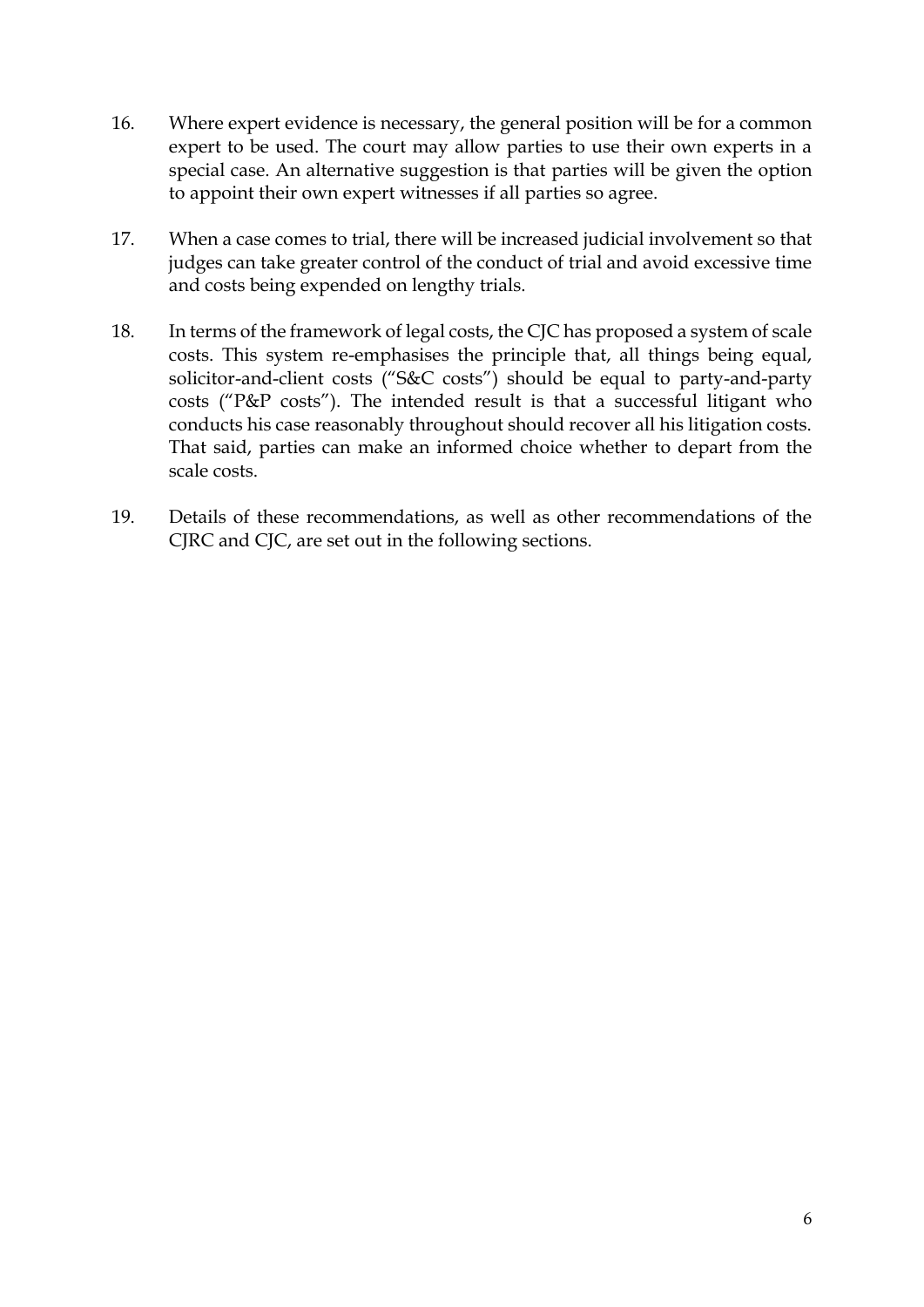16. Where expert evidence is necessary, the general position will be for a common expert to be used. The court may allow parties to use their own experts in a special case. An alternative suggestion is that parties will be given the option to appoint their own expert witnesses if all parties so agree.

17. When a case comes to trial, there will be increased judicial involvement so that judges can take greater control of the conduct of trial and avoid excessive time and costs being expended on lengthy trials.

18. In terms of the framework of legal costs, the CJC has proposed a system of scale costs. This system re-emphasises the principle that, all things being equal, solicitor-and-client costs ("S&C costs") should be equal to party-and-party costs ("P&P costs"). The intended result is that a successful litigant who conducts his case reasonably throughout should recover all his litigation costs. That said, parties can make an informed choice whether to depart from the scale costs.

19. Details of these recommendations, as well as other recommendations of the CJRC and CJC, are set out in the following sections.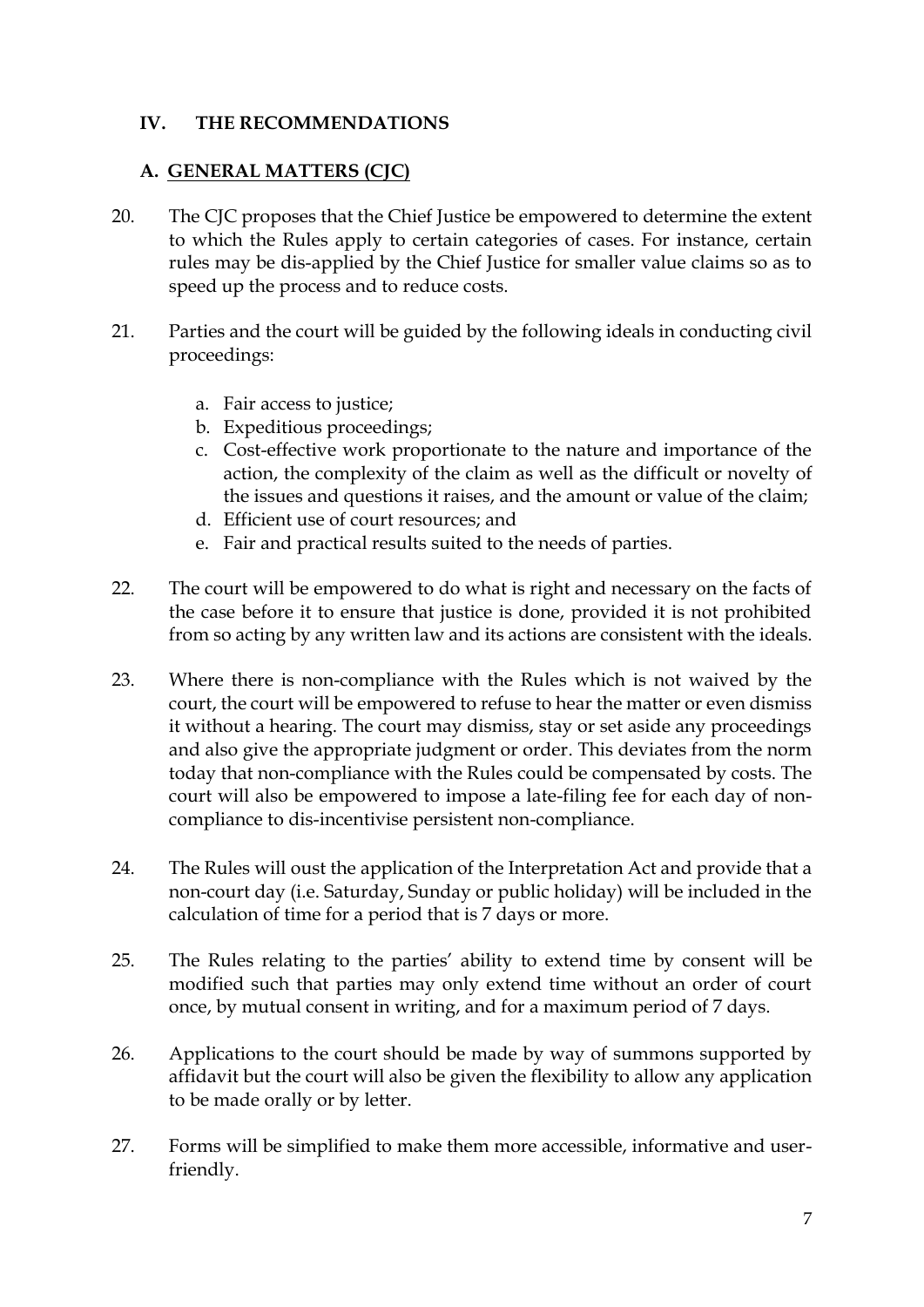## IV. THE RECOMMENDATIONS

### A. GENERAL MATTERS (CJC)

20. The CJC proposes that the Chief Justice be empowered to determine the extent to which the Rules apply to certain categories of cases. For instance, certain rules may be dis-applied by the Chief Justice for smaller value claims so as to speed up the process and to reduce costs.

21. Parties and the court will be guided by the following ideals in conducting civil proceedings:

    a. Fair access to justice;
    b. Expeditious proceedings;
    c. Cost-effective work proportionate to the nature and importance of the action, the complexity of the claim as well as the difficult or novelty of the issues and questions it raises, and the amount or value of the claim;
    d. Efficient use of court resources; and
    e. Fair and practical results suited to the needs of parties.

22. The court will be empowered to do what is right and necessary on the facts of the case before it to ensure that justice is done, provided it is not prohibited from so acting by any written law and its actions are consistent with the ideals.

23. Where there is non-compliance with the Rules which is not waived by the court, the court will be empowered to refuse to hear the matter or even dismiss it without a hearing. The court may dismiss, stay or set aside any proceedings and also give the appropriate judgment or order. This deviates from the norm today that non-compliance with the Rules could be compensated by costs. The court will also be empowered to impose a late-filing fee for each day of non-compliance to dis-incentivise persistent non-compliance.

24. The Rules will oust the application of the Interpretation Act and provide that a non-court day (i.e. Saturday, Sunday or public holiday) will be included in the calculation of time for a period that is 7 days or more.

25. The Rules relating to the parties' ability to extend time by consent will be modified such that parties may only extend time without an order of court once, by mutual consent in writing, and for a maximum period of 7 days.

26. Applications to the court should be made by way of summons supported by affidavit but the court will also be given the flexibility to allow any application to be made orally or by letter.

27. Forms will be simplified to make them more accessible, informative and user-friendly.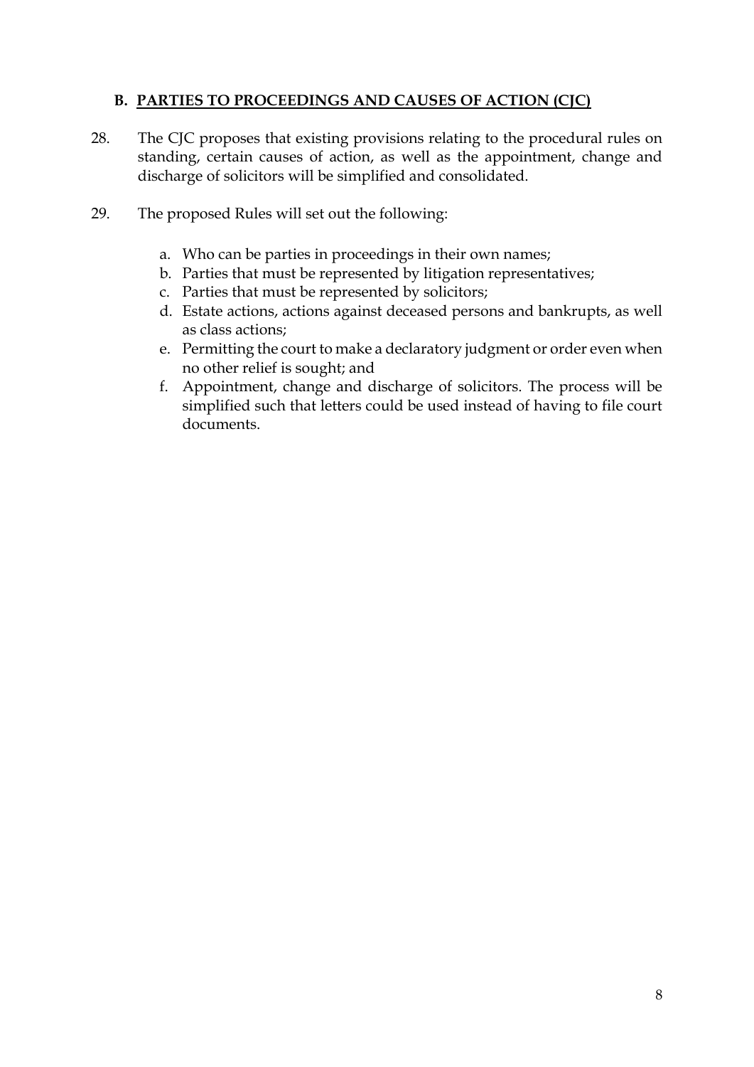## B. PARTIES TO PROCEEDINGS AND CAUSES OF ACTION (CJC)

28. The CJC proposes that existing provisions relating to the procedural rules on standing, certain causes of action, as well as the appointment, change and discharge of solicitors will be simplified and consolidated.

29. The proposed Rules will set out the following:

   a. Who can be parties in proceedings in their own names;
   b. Parties that must be represented by litigation representatives;
   c. Parties that must be represented by solicitors;
   d. Estate actions, actions against deceased persons and bankrupts, as well as class actions;
   e. Permitting the court to make a declaratory judgment or order even when no other relief is sought; and
   f. Appointment, change and discharge of solicitors. The process will be simplified such that letters could be used instead of having to file court documents.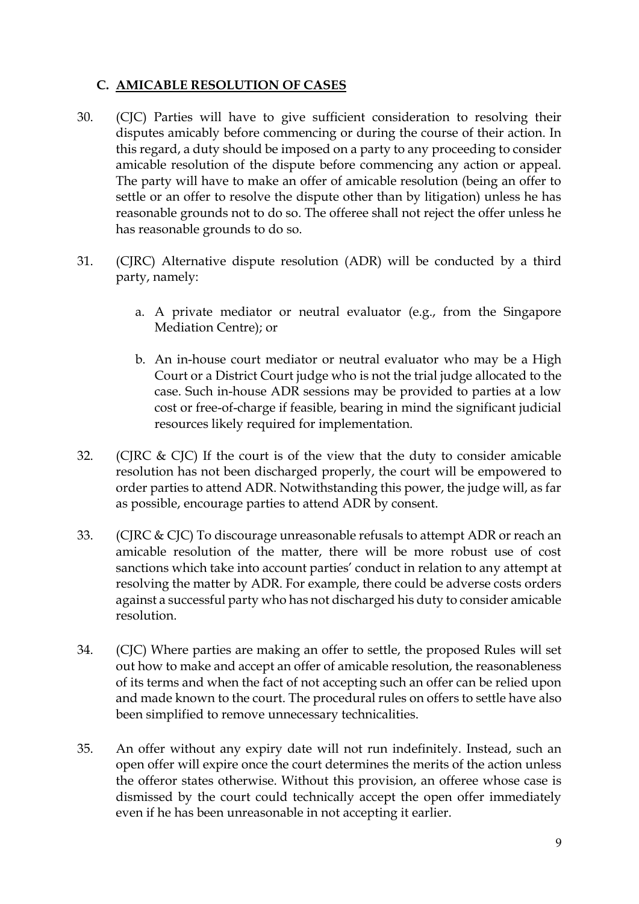### C. AMICABLE RESOLUTION OF CASES

30. (CJC) Parties will have to give sufficient consideration to resolving their disputes amicably before commencing or during the course of their action. In this regard, a duty should be imposed on a party to any proceeding to consider amicable resolution of the dispute before commencing any action or appeal. The party will have to make an offer of amicable resolution (being an offer to settle or an offer to resolve the dispute other than by litigation) unless he has reasonable grounds not to do so. The offeree shall not reject the offer unless he has reasonable grounds to do so.

31. (CJRC) Alternative dispute resolution (ADR) will be conducted by a third party, namely:

    a. A private mediator or neutral evaluator (e.g., from the Singapore Mediation Centre); or

    b. An in-house court mediator or neutral evaluator who may be a High Court or a District Court judge who is not the trial judge allocated to the case. Such in-house ADR sessions may be provided to parties at a low cost or free-of-charge if feasible, bearing in mind the significant judicial resources likely required for implementation.

32. (CJRC & CJC) If the court is of the view that the duty to consider amicable resolution has not been discharged properly, the court will be empowered to order parties to attend ADR. Notwithstanding this power, the judge will, as far as possible, encourage parties to attend ADR by consent.

33. (CJRC & CJC) To discourage unreasonable refusals to attempt ADR or reach an amicable resolution of the matter, there will be more robust use of cost sanctions which take into account parties' conduct in relation to any attempt at resolving the matter by ADR. For example, there could be adverse costs orders against a successful party who has not discharged his duty to consider amicable resolution.

34. (CJC) Where parties are making an offer to settle, the proposed Rules will set out how to make and accept an offer of amicable resolution, the reasonableness of its terms and when the fact of not accepting such an offer can be relied upon and made known to the court. The procedural rules on offers to settle have also been simplified to remove unnecessary technicalities.

35. An offer without any expiry date will not run indefinitely. Instead, such an open offer will expire once the court determines the merits of the action unless the offeror states otherwise. Without this provision, an offeree whose case is dismissed by the court could technically accept the open offer immediately even if he has been unreasonable in not accepting it earlier.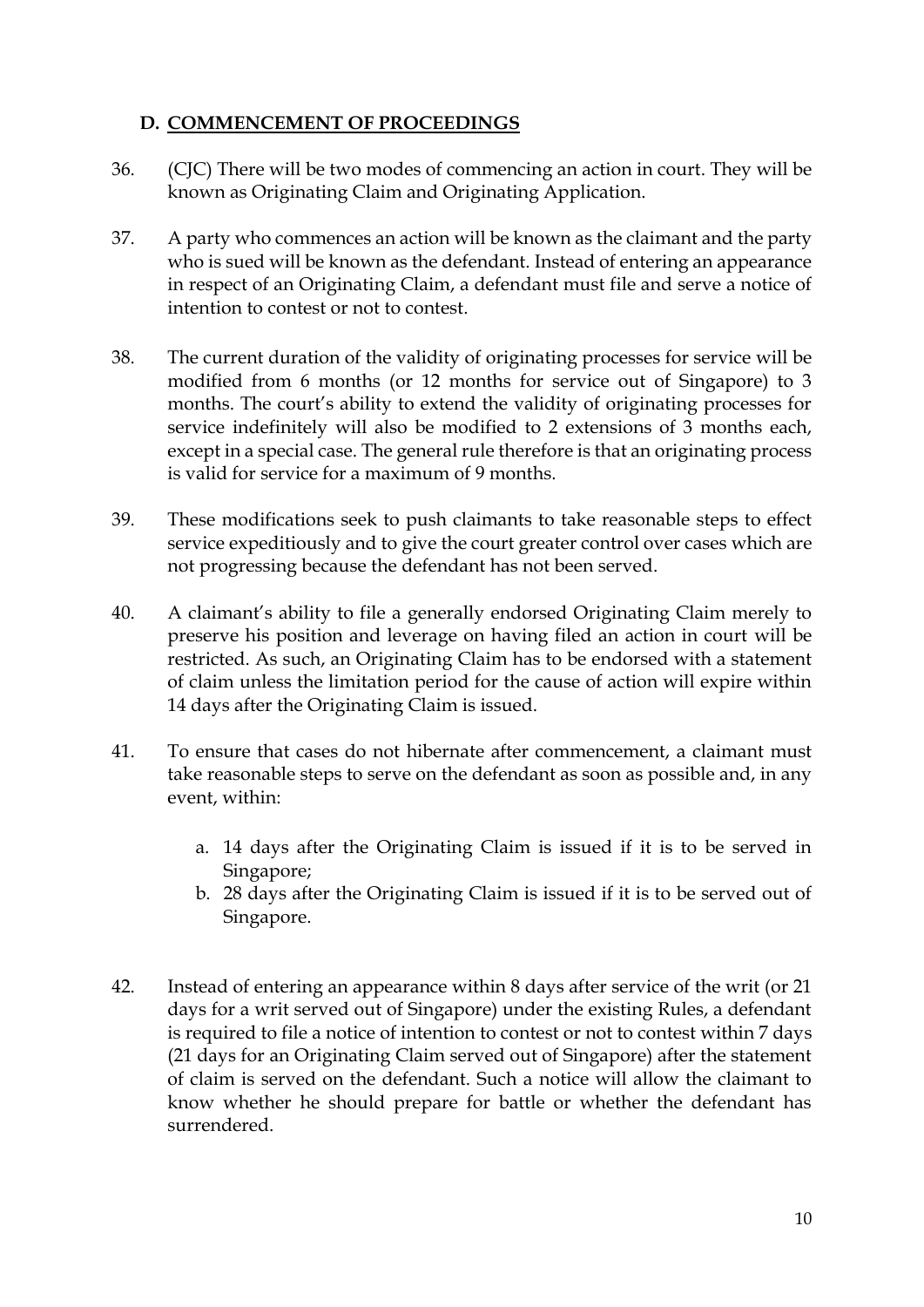## D. COMMENCEMENT OF PROCEEDINGS

36. (CJC) There will be two modes of commencing an action in court. They will be known as Originating Claim and Originating Application.

37. A party who commences an action will be known as the claimant and the party who is sued will be known as the defendant. Instead of entering an appearance in respect of an Originating Claim, a defendant must file and serve a notice of intention to contest or not to contest.

38. The current duration of the validity of originating processes for service will be modified from 6 months (or 12 months for service out of Singapore) to 3 months. The court's ability to extend the validity of originating processes for service indefinitely will also be modified to 2 extensions of 3 months each, except in a special case. The general rule therefore is that an originating process is valid for service for a maximum of 9 months.

39. These modifications seek to push claimants to take reasonable steps to effect service expeditiously and to give the court greater control over cases which are not progressing because the defendant has not been served.

40. A claimant's ability to file a generally endorsed Originating Claim merely to preserve his position and leverage on having filed an action in court will be restricted. As such, an Originating Claim has to be endorsed with a statement of claim unless the limitation period for the cause of action will expire within 14 days after the Originating Claim is issued.

41. To ensure that cases do not hibernate after commencement, a claimant must take reasonable steps to serve on the defendant as soon as possible and, in any event, within:

    a. 14 days after the Originating Claim is issued if it is to be served in Singapore;
    b. 28 days after the Originating Claim is issued if it is to be served out of Singapore.

42. Instead of entering an appearance within 8 days after service of the writ (or 21 days for a writ served out of Singapore) under the existing Rules, a defendant is required to file a notice of intention to contest or not to contest within 7 days (21 days for an Originating Claim served out of Singapore) after the statement of claim is served on the defendant. Such a notice will allow the claimant to know whether he should prepare for battle or whether the defendant has surrendered.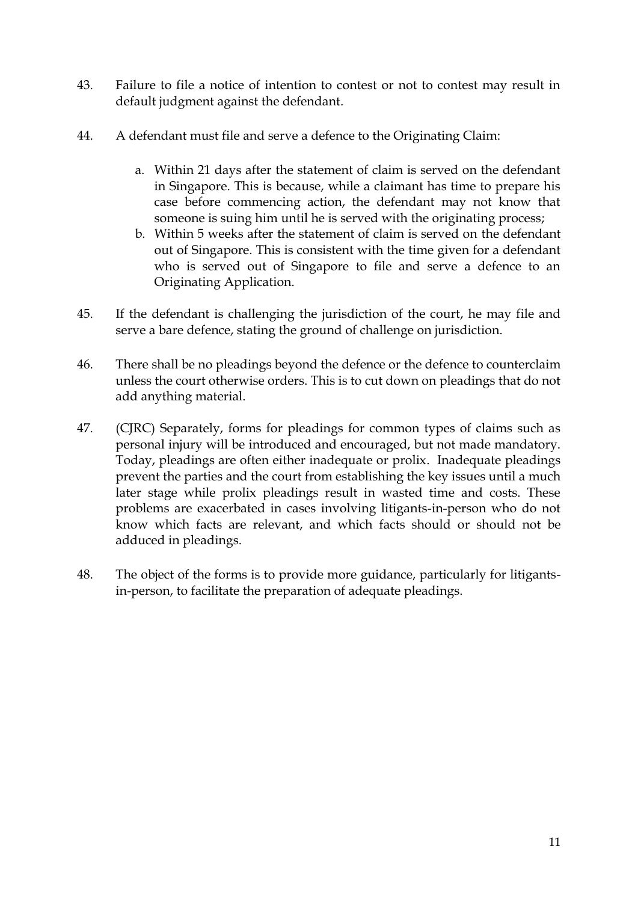43. Failure to file a notice of intention to contest or not to contest may result in default judgment against the defendant.

44. A defendant must file and serve a defence to the Originating Claim:

    a. Within 21 days after the statement of claim is served on the defendant in Singapore. This is because, while a claimant has time to prepare his case before commencing action, the defendant may not know that someone is suing him until he is served with the originating process;

    b. Within 5 weeks after the statement of claim is served on the defendant out of Singapore. This is consistent with the time given for a defendant who is served out of Singapore to file and serve a defence to an Originating Application.

45. If the defendant is challenging the jurisdiction of the court, he may file and serve a bare defence, stating the ground of challenge on jurisdiction.

46. There shall be no pleadings beyond the defence or the defence to counterclaim unless the court otherwise orders. This is to cut down on pleadings that do not add anything material.

47. (CJRC) Separately, forms for pleadings for common types of claims such as personal injury will be introduced and encouraged, but not made mandatory. Today, pleadings are often either inadequate or prolix. Inadequate pleadings prevent the parties and the court from establishing the key issues until a much later stage while prolix pleadings result in wasted time and costs. These problems are exacerbated in cases involving litigants-in-person who do not know which facts are relevant, and which facts should or should not be adduced in pleadings.

48. The object of the forms is to provide more guidance, particularly for litigants-in-person, to facilitate the preparation of adequate pleadings.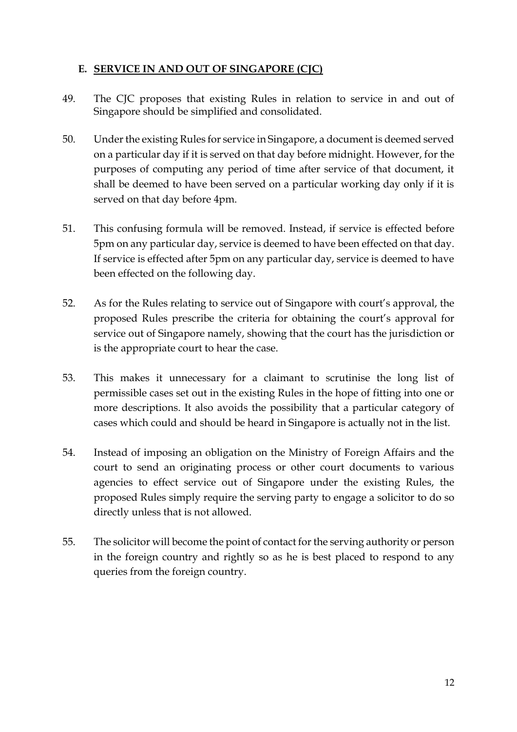## E. SERVICE IN AND OUT OF SINGAPORE (CJC)

49. The CJC proposes that existing Rules in relation to service in and out of Singapore should be simplified and consolidated.

50. Under the existing Rules for service in Singapore, a document is deemed served on a particular day if it is served on that day before midnight. However, for the purposes of computing any period of time after service of that document, it shall be deemed to have been served on a particular working day only if it is served on that day before 4pm.

51. This confusing formula will be removed. Instead, if service is effected before 5pm on any particular day, service is deemed to have been effected on that day. If service is effected after 5pm on any particular day, service is deemed to have been effected on the following day.

52. As for the Rules relating to service out of Singapore with court's approval, the proposed Rules prescribe the criteria for obtaining the court's approval for service out of Singapore namely, showing that the court has the jurisdiction or is the appropriate court to hear the case.

53. This makes it unnecessary for a claimant to scrutinise the long list of permissible cases set out in the existing Rules in the hope of fitting into one or more descriptions. It also avoids the possibility that a particular category of cases which could and should be heard in Singapore is actually not in the list.

54. Instead of imposing an obligation on the Ministry of Foreign Affairs and the court to send an originating process or other court documents to various agencies to effect service out of Singapore under the existing Rules, the proposed Rules simply require the serving party to engage a solicitor to do so directly unless that is not allowed.

55. The solicitor will become the point of contact for the serving authority or person in the foreign country and rightly so as he is best placed to respond to any queries from the foreign country.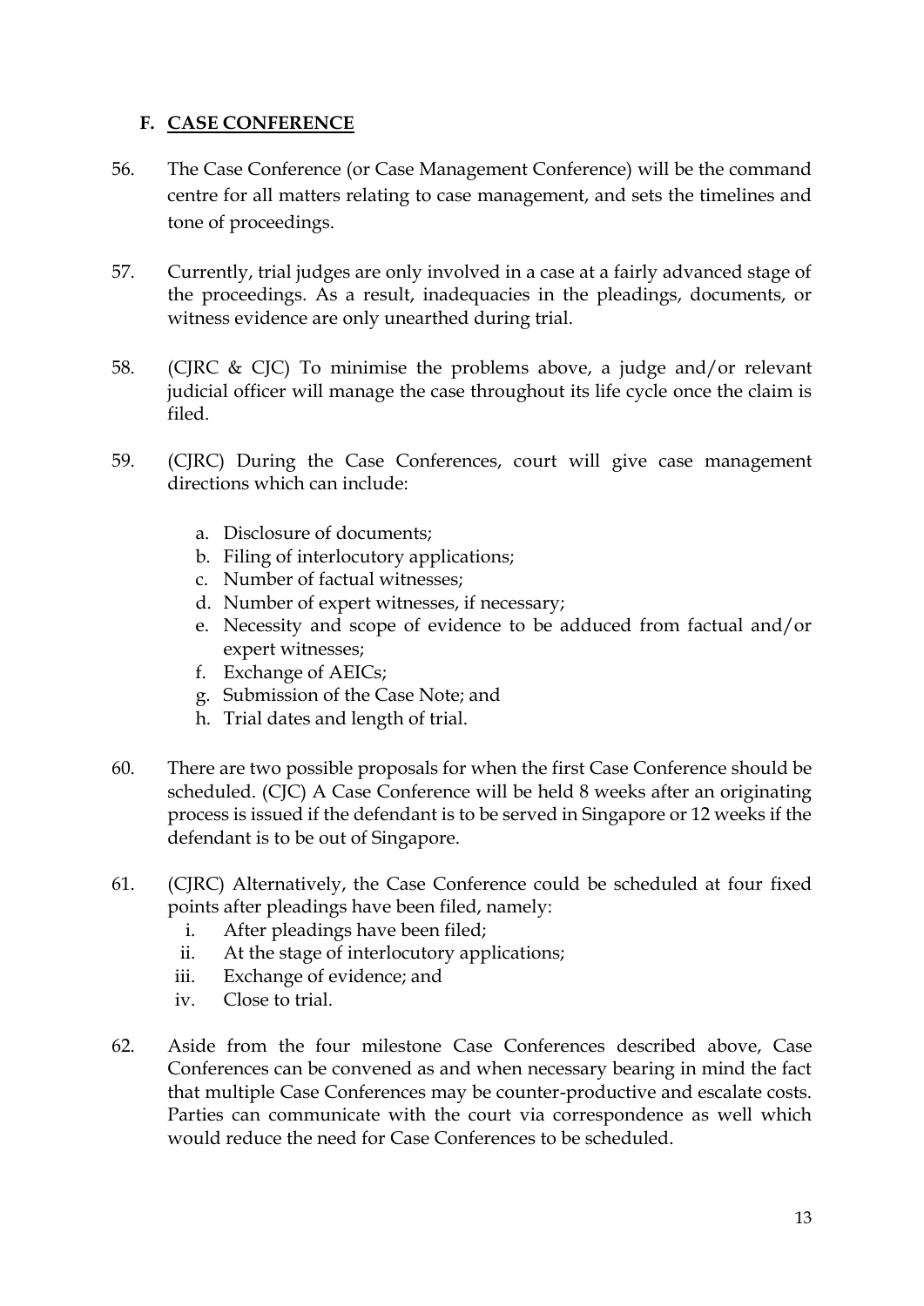## F. CASE CONFERENCE

56. The Case Conference (or Case Management Conference) will be the command centre for all matters relating to case management, and sets the timelines and tone of proceedings.

57. Currently, trial judges are only involved in a case at a fairly advanced stage of the proceedings. As a result, inadequacies in the pleadings, documents, or witness evidence are only unearthed during trial.

58. (CJRC & CJC) To minimise the problems above, a judge and/or relevant judicial officer will manage the case throughout its life cycle once the claim is filed.

59. (CJRC) During the Case Conferences, court will give case management directions which can include:

    a. Disclosure of documents;
    b. Filing of interlocutory applications;
    c. Number of factual witnesses;
    d. Number of expert witnesses, if necessary;
    e. Necessity and scope of evidence to be adduced from factual and/or expert witnesses;
    f. Exchange of AEICs;
    g. Submission of the Case Note; and
    h. Trial dates and length of trial.

60. There are two possible proposals for when the first Case Conference should be scheduled. (CJC) A Case Conference will be held 8 weeks after an originating process is issued if the defendant is to be served in Singapore or 12 weeks if the defendant is to be out of Singapore.

61. (CJRC) Alternatively, the Case Conference could be scheduled at four fixed points after pleadings have been filed, namely:

    i. After pleadings have been filed;
    ii. At the stage of interlocutory applications;
    iii. Exchange of evidence; and
    iv. Close to trial.

62. Aside from the four milestone Case Conferences described above, Case Conferences can be convened as and when necessary bearing in mind the fact that multiple Case Conferences may be counter-productive and escalate costs. Parties can communicate with the court via correspondence as well which would reduce the need for Case Conferences to be scheduled.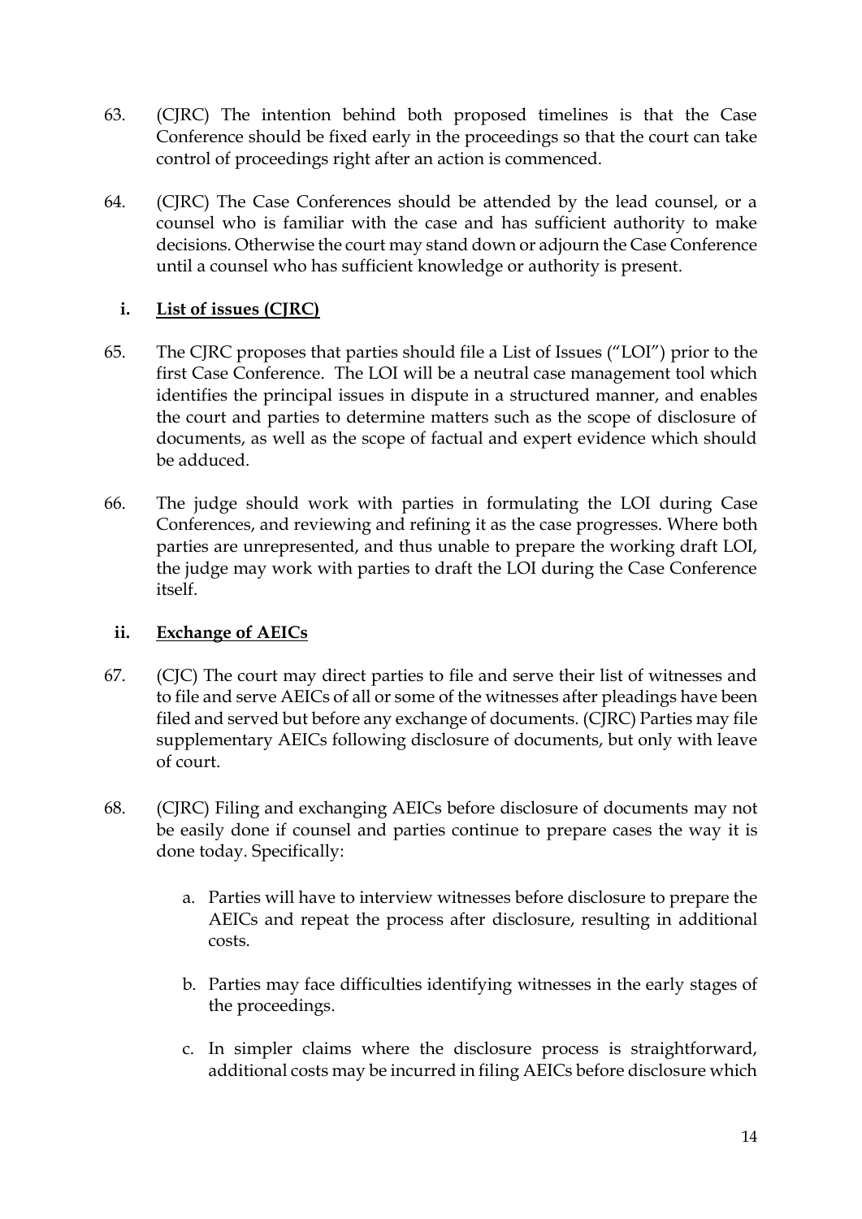63. (CJRC) The intention behind both proposed timelines is that the Case Conference should be fixed early in the proceedings so that the court can take control of proceedings right after an action is commenced.

64. (CJRC) The Case Conferences should be attended by the lead counsel, or a counsel who is familiar with the case and has sufficient authority to make decisions. Otherwise the court may stand down or adjourn the Case Conference until a counsel who has sufficient knowledge or authority is present.

### i. List of issues (CJRC)

65. The CJRC proposes that parties should file a List of Issues ("LOI") prior to the first Case Conference. The LOI will be a neutral case management tool which identifies the principal issues in dispute in a structured manner, and enables the court and parties to determine matters such as the scope of disclosure of documents, as well as the scope of factual and expert evidence which should be adduced.

66. The judge should work with parties in formulating the LOI during Case Conferences, and reviewing and refining it as the case progresses. Where both parties are unrepresented, and thus unable to prepare the working draft LOI, the judge may work with parties to draft the LOI during the Case Conference itself.

### ii. Exchange of AEICs

67. (CJC) The court may direct parties to file and serve their list of witnesses and to file and serve AEICs of all or some of the witnesses after pleadings have been filed and served but before any exchange of documents. (CJRC) Parties may file supplementary AEICs following disclosure of documents, but only with leave of court.

68. (CJRC) Filing and exchanging AEICs before disclosure of documents may not be easily done if counsel and parties continue to prepare cases the way it is done today. Specifically:

    a. Parties will have to interview witnesses before disclosure to prepare the AEICs and repeat the process after disclosure, resulting in additional costs.

    b. Parties may face difficulties identifying witnesses in the early stages of the proceedings.

    c. In simpler claims where the disclosure process is straightforward, additional costs may be incurred in filing AEICs before disclosure which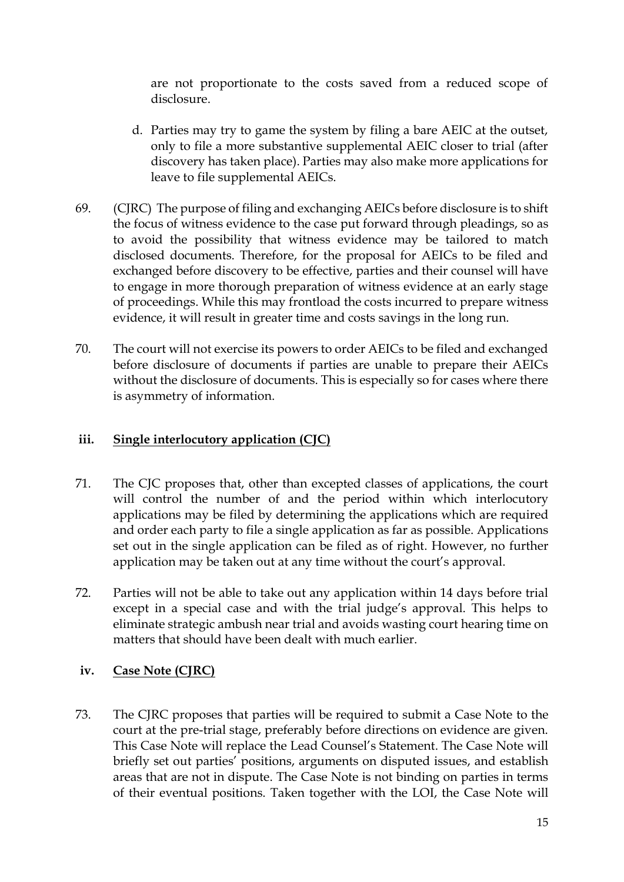are not proportionate to the costs saved from a reduced scope of disclosure.

d. Parties may try to game the system by filing a bare AEIC at the outset, only to file a more substantive supplemental AEIC closer to trial (after discovery has taken place). Parties may also make more applications for leave to file supplemental AEICs.

69. (CJRC) The purpose of filing and exchanging AEICs before disclosure is to shift the focus of witness evidence to the case put forward through pleadings, so as to avoid the possibility that witness evidence may be tailored to match disclosed documents. Therefore, for the proposal for AEICs to be filed and exchanged before discovery to be effective, parties and their counsel will have to engage in more thorough preparation of witness evidence at an early stage of proceedings. While this may frontload the costs incurred to prepare witness evidence, it will result in greater time and costs savings in the long run.

70. The court will not exercise its powers to order AEICs to be filed and exchanged before disclosure of documents if parties are unable to prepare their AEICs without the disclosure of documents. This is especially so for cases where there is asymmetry of information.

### iii. <u>Single interlocutory application (CJC)</u>

71. The CJC proposes that, other than excepted classes of applications, the court will control the number of and the period within which interlocutory applications may be filed by determining the applications which are required and order each party to file a single application as far as possible. Applications set out in the single application can be filed as of right. However, no further application may be taken out at any time without the court's approval.

72. Parties will not be able to take out any application within 14 days before trial except in a special case and with the trial judge's approval. This helps to eliminate strategic ambush near trial and avoids wasting court hearing time on matters that should have been dealt with much earlier.

### iv. <u>Case Note (CJRC)</u>

73. The CJRC proposes that parties will be required to submit a Case Note to the court at the pre-trial stage, preferably before directions on evidence are given. This Case Note will replace the Lead Counsel's Statement. The Case Note will briefly set out parties' positions, arguments on disputed issues, and establish areas that are not in dispute. The Case Note is not binding on parties in terms of their eventual positions. Taken together with the LOI, the Case Note will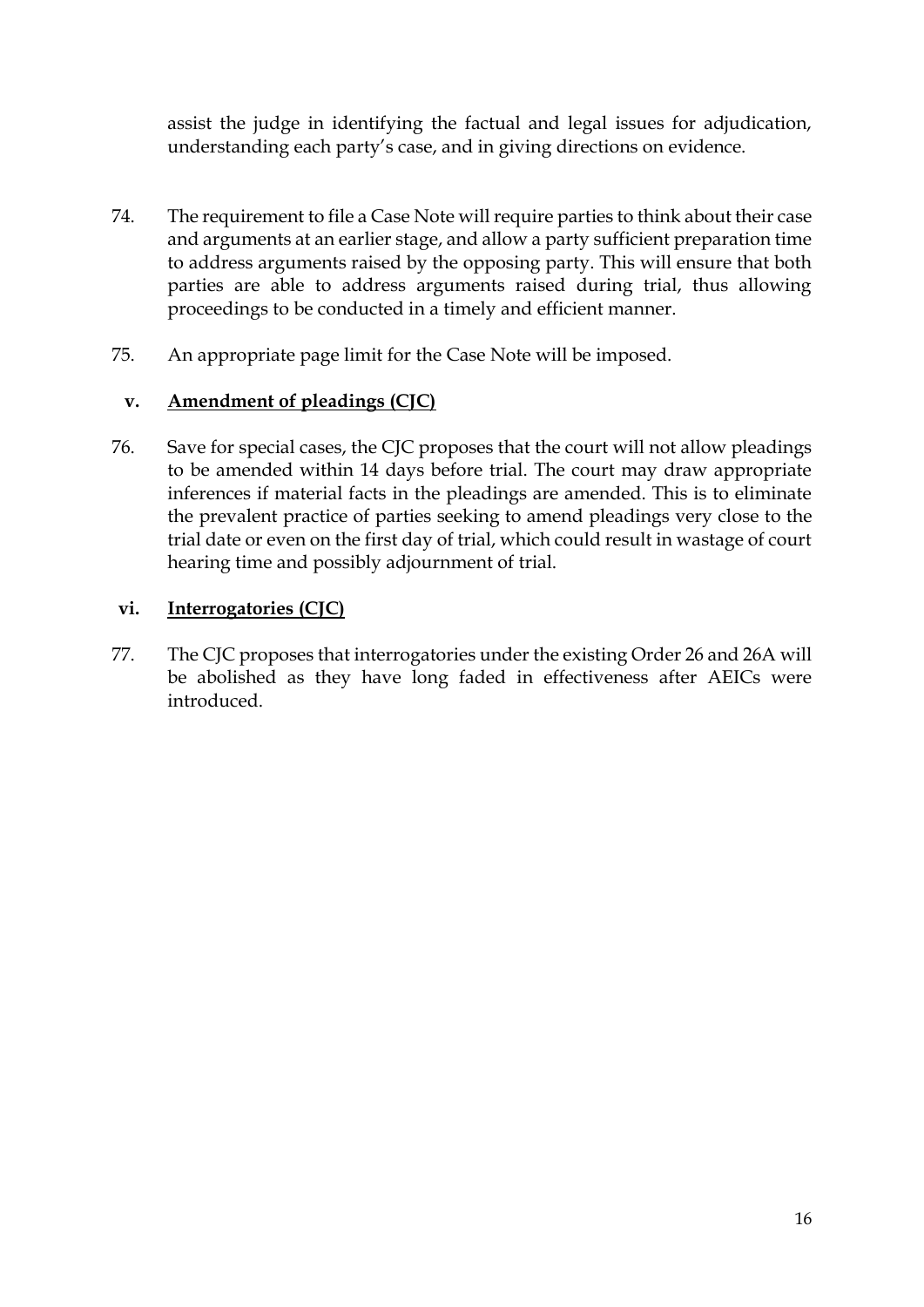assist the judge in identifying the factual and legal issues for adjudication, understanding each party's case, and in giving directions on evidence.

74. The requirement to file a Case Note will require parties to think about their case and arguments at an earlier stage, and allow a party sufficient preparation time to address arguments raised by the opposing party. This will ensure that both parties are able to address arguments raised during trial, thus allowing proceedings to be conducted in a timely and efficient manner.

75. An appropriate page limit for the Case Note will be imposed.

### v. <u>Amendment of pleadings (CJC)</u>

76. Save for special cases, the CJC proposes that the court will not allow pleadings to be amended within 14 days before trial. The court may draw appropriate inferences if material facts in the pleadings are amended. This is to eliminate the prevalent practice of parties seeking to amend pleadings very close to the trial date or even on the first day of trial, which could result in wastage of court hearing time and possibly adjournment of trial.

### vi. <u>Interrogatories (CJC)</u>

77. The CJC proposes that interrogatories under the existing Order 26 and 26A will be abolished as they have long faded in effectiveness after AEICs were introduced.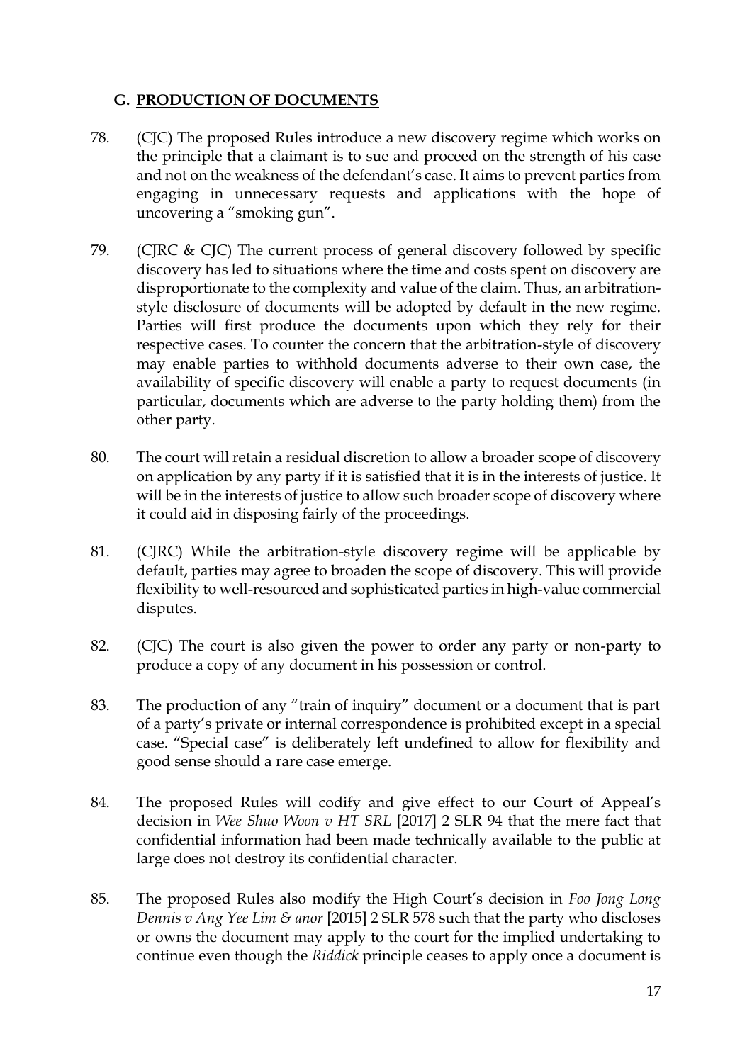## G. PRODUCTION OF DOCUMENTS

78. (CJC) The proposed Rules introduce a new discovery regime which works on the principle that a claimant is to sue and proceed on the strength of his case and not on the weakness of the defendant's case. It aims to prevent parties from engaging in unnecessary requests and applications with the hope of uncovering a "smoking gun".

79. (CJRC & CJC) The current process of general discovery followed by specific discovery has led to situations where the time and costs spent on discovery are disproportionate to the complexity and value of the claim. Thus, an arbitration-style disclosure of documents will be adopted by default in the new regime. Parties will first produce the documents upon which they rely for their respective cases. To counter the concern that the arbitration-style of discovery may enable parties to withhold documents adverse to their own case, the availability of specific discovery will enable a party to request documents (in particular, documents which are adverse to the party holding them) from the other party.

80. The court will retain a residual discretion to allow a broader scope of discovery on application by any party if it is satisfied that it is in the interests of justice. It will be in the interests of justice to allow such broader scope of discovery where it could aid in disposing fairly of the proceedings.

81. (CJRC) While the arbitration-style discovery regime will be applicable by default, parties may agree to broaden the scope of discovery. This will provide flexibility to well-resourced and sophisticated parties in high-value commercial disputes.

82. (CJC) The court is also given the power to order any party or non-party to produce a copy of any document in his possession or control.

83. The production of any "train of inquiry" document or a document that is part of a party's private or internal correspondence is prohibited except in a special case. "Special case" is deliberately left undefined to allow for flexibility and good sense should a rare case emerge.

84. The proposed Rules will codify and give effect to our Court of Appeal's decision in *Wee Shuo Woon v HT SRL* [2017] 2 SLR 94 that the mere fact that confidential information had been made technically available to the public at large does not destroy its confidential character.

85. The proposed Rules also modify the High Court's decision in *Foo Jong Long Dennis v Ang Yee Lim & anor* [2015] 2 SLR 578 such that the party who discloses or owns the document may apply to the court for the implied undertaking to continue even though the *Riddick* principle ceases to apply once a document is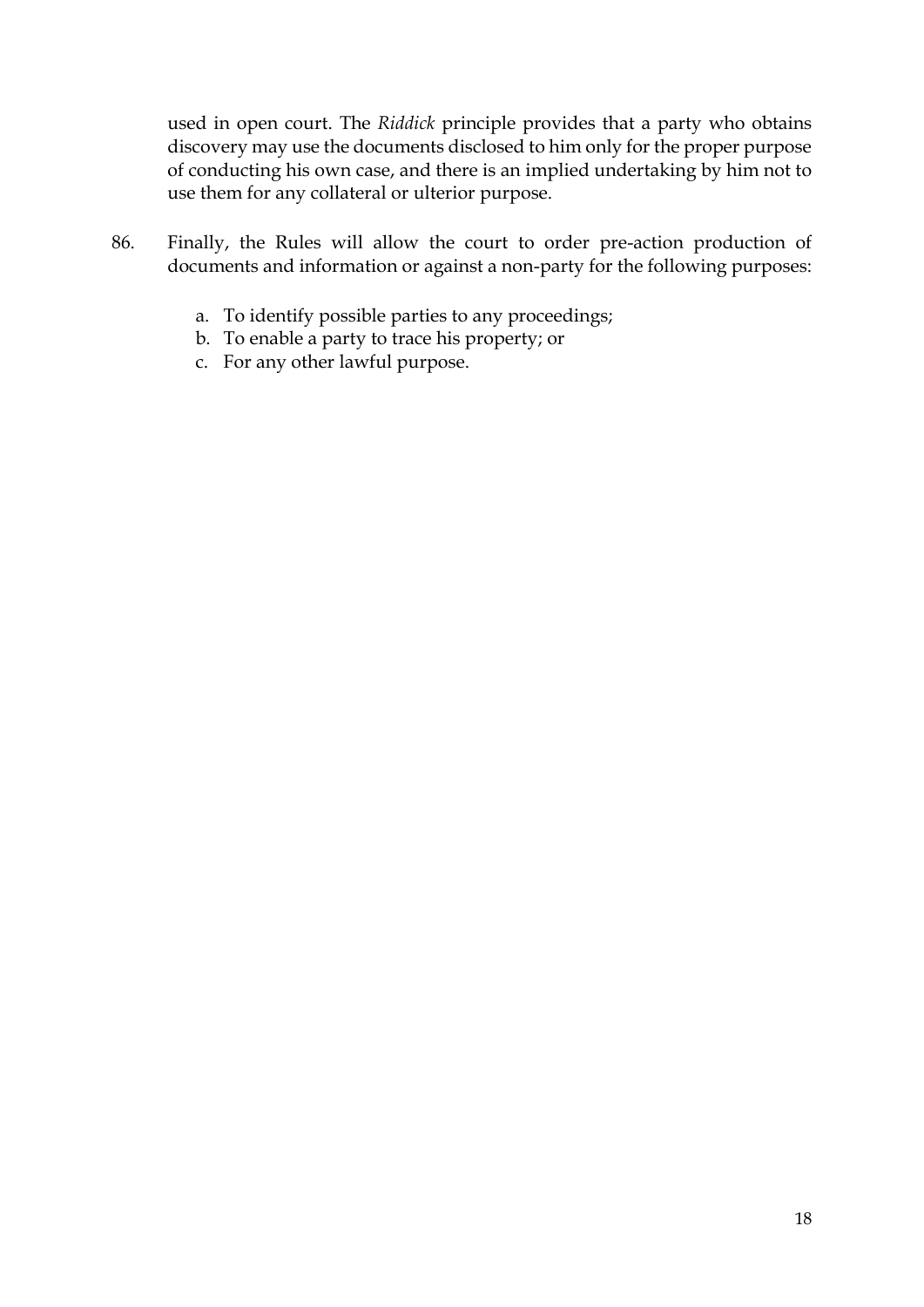used in open court. The *Riddick* principle provides that a party who obtains discovery may use the documents disclosed to him only for the proper purpose of conducting his own case, and there is an implied undertaking by him not to use them for any collateral or ulterior purpose.

86. Finally, the Rules will allow the court to order pre-action production of documents and information or against a non-party for the following purposes:

    a. To identify possible parties to any proceedings;
    b. To enable a party to trace his property; or
    c. For any other lawful purpose.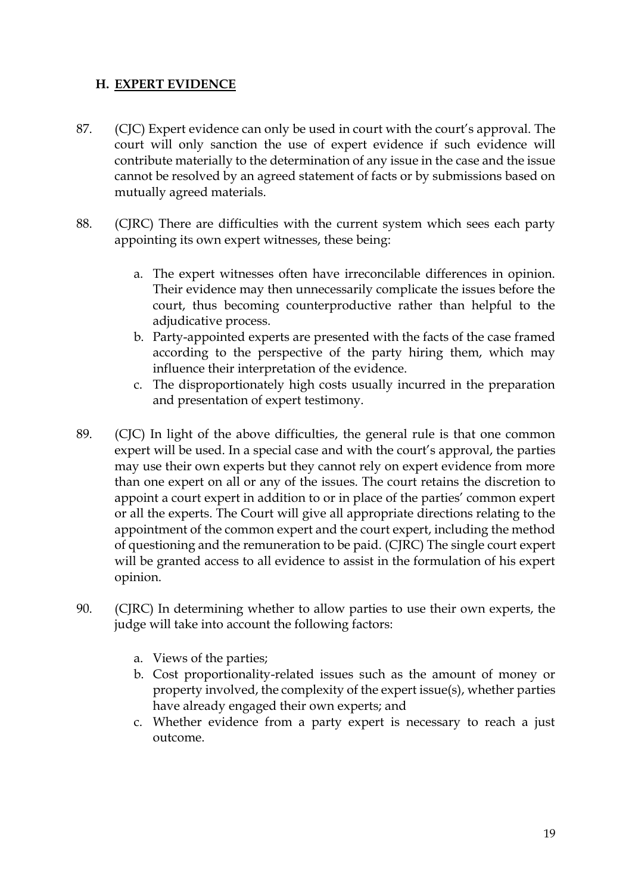## H. EXPERT EVIDENCE

87. (CJC) Expert evidence can only be used in court with the court's approval. The court will only sanction the use of expert evidence if such evidence will contribute materially to the determination of any issue in the case and the issue cannot be resolved by an agreed statement of facts or by submissions based on mutually agreed materials.

88. (CJRC) There are difficulties with the current system which sees each party appointing its own expert witnesses, these being:

    a. The expert witnesses often have irreconcilable differences in opinion. Their evidence may then unnecessarily complicate the issues before the court, thus becoming counterproductive rather than helpful to the adjudicative process.
    b. Party-appointed experts are presented with the facts of the case framed according to the perspective of the party hiring them, which may influence their interpretation of the evidence.
    c. The disproportionately high costs usually incurred in the preparation and presentation of expert testimony.

89. (CJC) In light of the above difficulties, the general rule is that one common expert will be used. In a special case and with the court's approval, the parties may use their own experts but they cannot rely on expert evidence from more than one expert on all or any of the issues. The court retains the discretion to appoint a court expert in addition to or in place of the parties' common expert or all the experts. The Court will give all appropriate directions relating to the appointment of the common expert and the court expert, including the method of questioning and the remuneration to be paid. (CJRC) The single court expert will be granted access to all evidence to assist in the formulation of his expert opinion.

90. (CJRC) In determining whether to allow parties to use their own experts, the judge will take into account the following factors:

    a. Views of the parties;
    b. Cost proportionality-related issues such as the amount of money or property involved, the complexity of the expert issue(s), whether parties have already engaged their own experts; and
    c. Whether evidence from a party expert is necessary to reach a just outcome.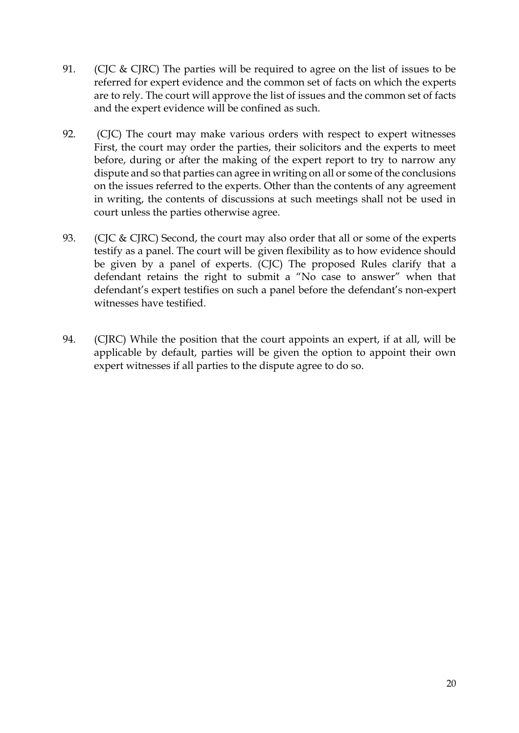91. (CJC & CJRC) The parties will be required to agree on the list of issues to be referred for expert evidence and the common set of facts on which the experts are to rely. The court will approve the list of issues and the common set of facts and the expert evidence will be confined as such.

92. (CJC) The court may make various orders with respect to expert witnesses First, the court may order the parties, their solicitors and the experts to meet before, during or after the making of the expert report to try to narrow any dispute and so that parties can agree in writing on all or some of the conclusions on the issues referred to the experts. Other than the contents of any agreement in writing, the contents of discussions at such meetings shall not be used in court unless the parties otherwise agree.

93. (CJC & CJRC) Second, the court may also order that all or some of the experts testify as a panel. The court will be given flexibility as to how evidence should be given by a panel of experts. (CJC) The proposed Rules clarify that a defendant retains the right to submit a "No case to answer" when that defendant's expert testifies on such a panel before the defendant's non-expert witnesses have testified.

94. (CJRC) While the position that the court appoints an expert, if at all, will be applicable by default, parties will be given the option to appoint their own expert witnesses if all parties to the dispute agree to do so.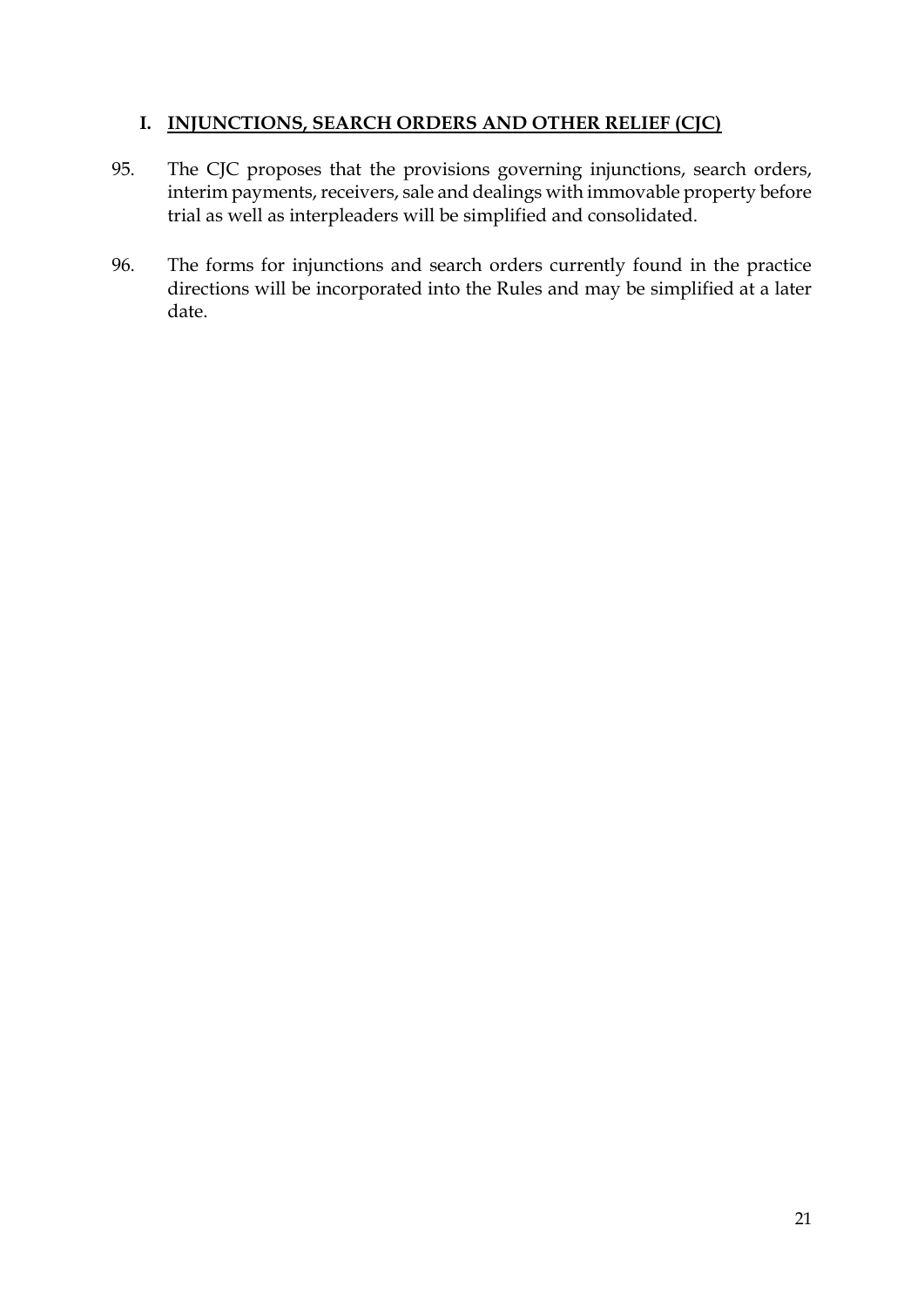## I. INJUNCTIONS, SEARCH ORDERS AND OTHER RELIEF (CJC)

95. The CJC proposes that the provisions governing injunctions, search orders, interim payments, receivers, sale and dealings with immovable property before trial as well as interpleaders will be simplified and consolidated.

96. The forms for injunctions and search orders currently found in the practice directions will be incorporated into the Rules and may be simplified at a later date.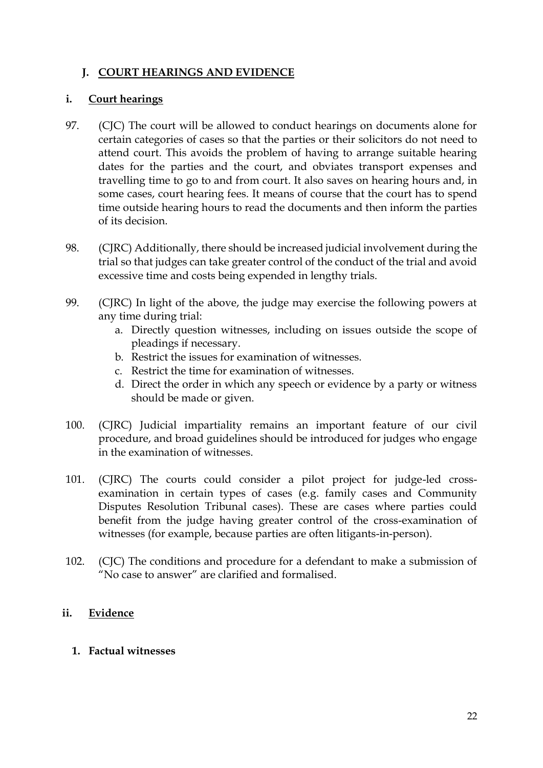## J. COURT HEARINGS AND EVIDENCE

### i. Court hearings

97. (CJC) The court will be allowed to conduct hearings on documents alone for certain categories of cases so that the parties or their solicitors do not need to attend court. This avoids the problem of having to arrange suitable hearing dates for the parties and the court, and obviates transport expenses and travelling time to go to and from court. It also saves on hearing hours and, in some cases, court hearing fees. It means of course that the court has to spend time outside hearing hours to read the documents and then inform the parties of its decision.

98. (CJRC) Additionally, there should be increased judicial involvement during the trial so that judges can take greater control of the conduct of the trial and avoid excessive time and costs being expended in lengthy trials.

99. (CJRC) In light of the above, the judge may exercise the following powers at any time during trial:
    a. Directly question witnesses, including on issues outside the scope of pleadings if necessary.
    b. Restrict the issues for examination of witnesses.
    c. Restrict the time for examination of witnesses.
    d. Direct the order in which any speech or evidence by a party or witness should be made or given.

100. (CJRC) Judicial impartiality remains an important feature of our civil procedure, and broad guidelines should be introduced for judges who engage in the examination of witnesses.

101. (CJRC) The courts could consider a pilot project for judge-led cross-examination in certain types of cases (e.g. family cases and Community Disputes Resolution Tribunal cases). These are cases where parties could benefit from the judge having greater control of the cross-examination of witnesses (for example, because parties are often litigants-in-person).

102. (CJC) The conditions and procedure for a defendant to make a submission of "No case to answer" are clarified and formalised.

### ii. Evidence

#### 1. Factual witnesses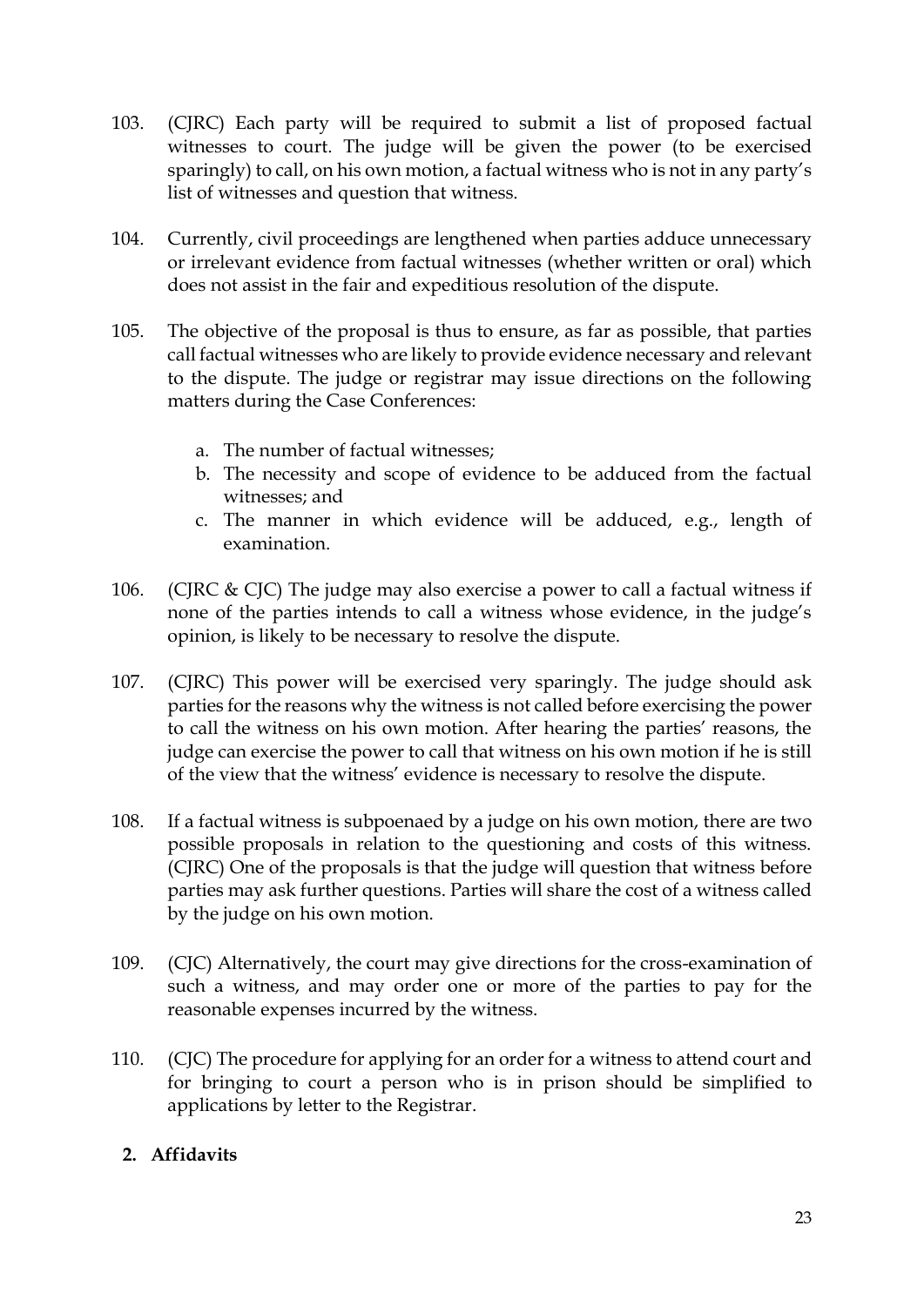103. (CJRC) Each party will be required to submit a list of proposed factual witnesses to court. The judge will be given the power (to be exercised sparingly) to call, on his own motion, a factual witness who is not in any party's list of witnesses and question that witness.

104. Currently, civil proceedings are lengthened when parties adduce unnecessary or irrelevant evidence from factual witnesses (whether written or oral) which does not assist in the fair and expeditious resolution of the dispute.

105. The objective of the proposal is thus to ensure, as far as possible, that parties call factual witnesses who are likely to provide evidence necessary and relevant to the dispute. The judge or registrar may issue directions on the following matters during the Case Conferences:

    a. The number of factual witnesses;
    b. The necessity and scope of evidence to be adduced from the factual witnesses; and
    c. The manner in which evidence will be adduced, e.g., length of examination.

106. (CJRC & CJC) The judge may also exercise a power to call a factual witness if none of the parties intends to call a witness whose evidence, in the judge's opinion, is likely to be necessary to resolve the dispute.

107. (CJRC) This power will be exercised very sparingly. The judge should ask parties for the reasons why the witness is not called before exercising the power to call the witness on his own motion. After hearing the parties' reasons, the judge can exercise the power to call that witness on his own motion if he is still of the view that the witness' evidence is necessary to resolve the dispute.

108. If a factual witness is subpoenaed by a judge on his own motion, there are two possible proposals in relation to the questioning and costs of this witness. (CJRC) One of the proposals is that the judge will question that witness before parties may ask further questions. Parties will share the cost of a witness called by the judge on his own motion.

109. (CJC) Alternatively, the court may give directions for the cross-examination of such a witness, and may order one or more of the parties to pay for the reasonable expenses incurred by the witness.

110. (CJC) The procedure for applying for an order for a witness to attend court and for bringing to court a person who is in prison should be simplified to applications by letter to the Registrar.

## 2. Affidavits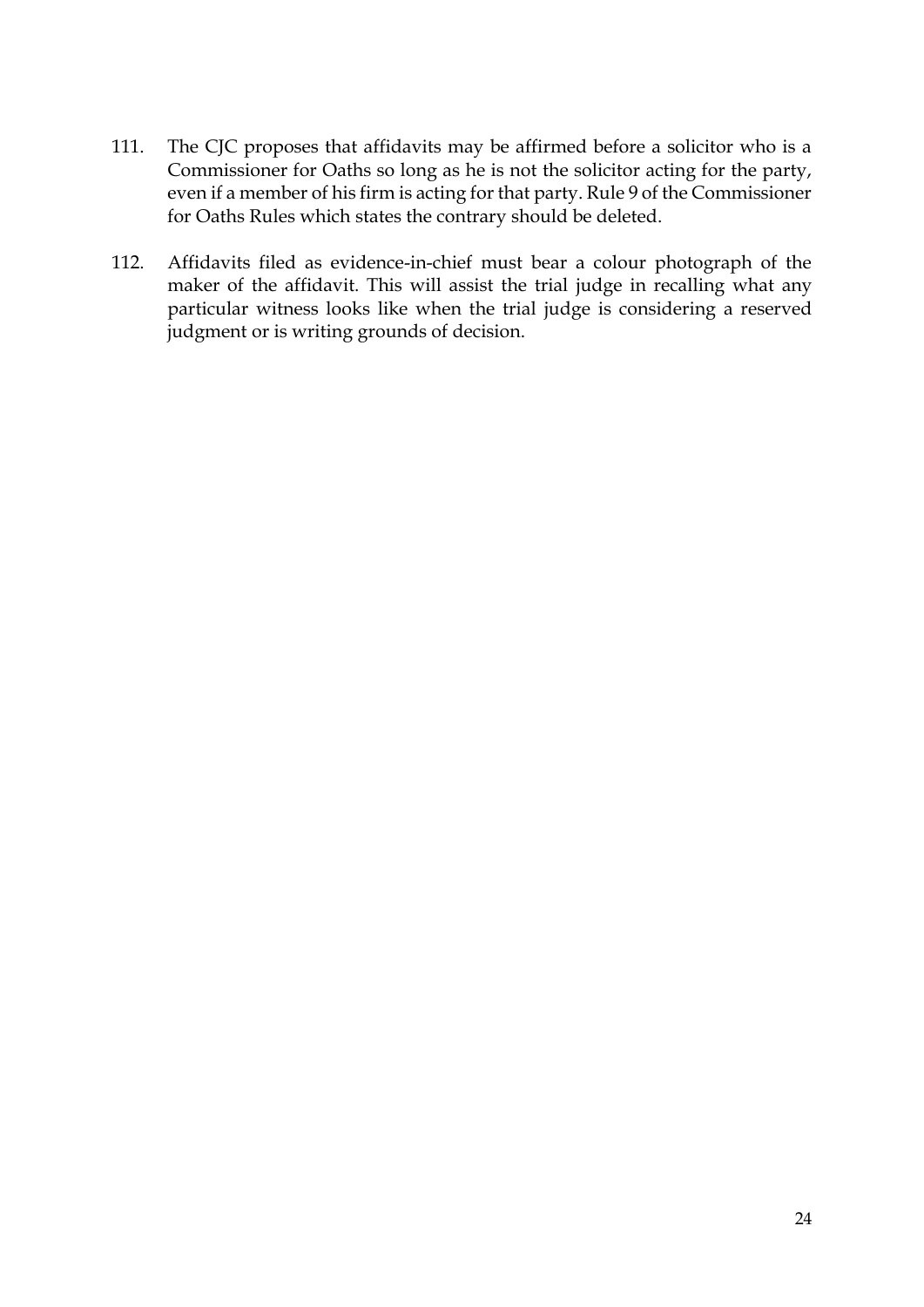111. The CJC proposes that affidavits may be affirmed before a solicitor who is a Commissioner for Oaths so long as he is not the solicitor acting for the party, even if a member of his firm is acting for that party. Rule 9 of the Commissioner for Oaths Rules which states the contrary should be deleted.

112. Affidavits filed as evidence-in-chief must bear a colour photograph of the maker of the affidavit. This will assist the trial judge in recalling what any particular witness looks like when the trial judge is considering a reserved judgment or is writing grounds of decision.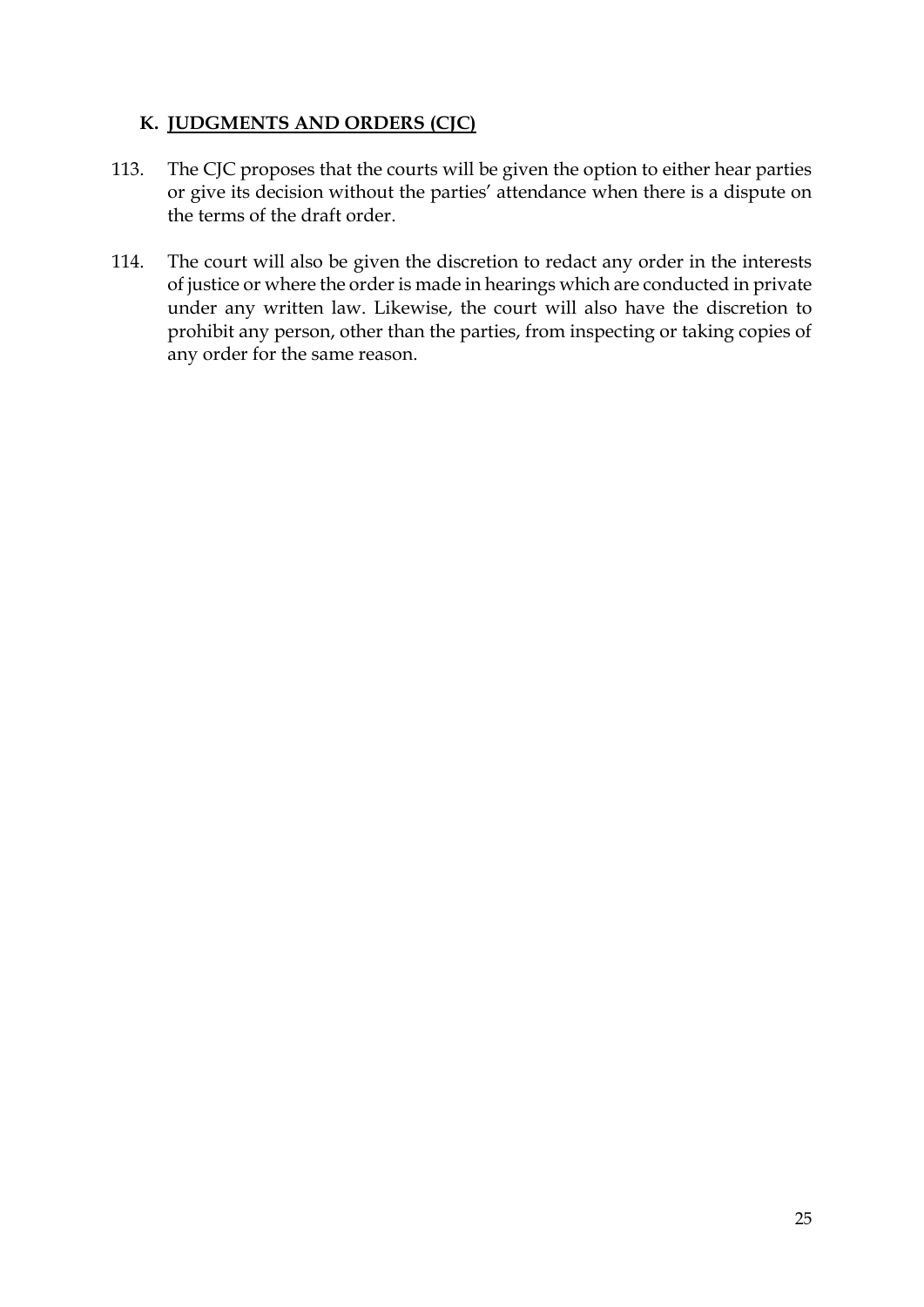## K. JUDGMENTS AND ORDERS (CJC)

113. The CJC proposes that the courts will be given the option to either hear parties or give its decision without the parties' attendance when there is a dispute on the terms of the draft order.

114. The court will also be given the discretion to redact any order in the interests of justice or where the order is made in hearings which are conducted in private under any written law. Likewise, the court will also have the discretion to prohibit any person, other than the parties, from inspecting or taking copies of any order for the same reason.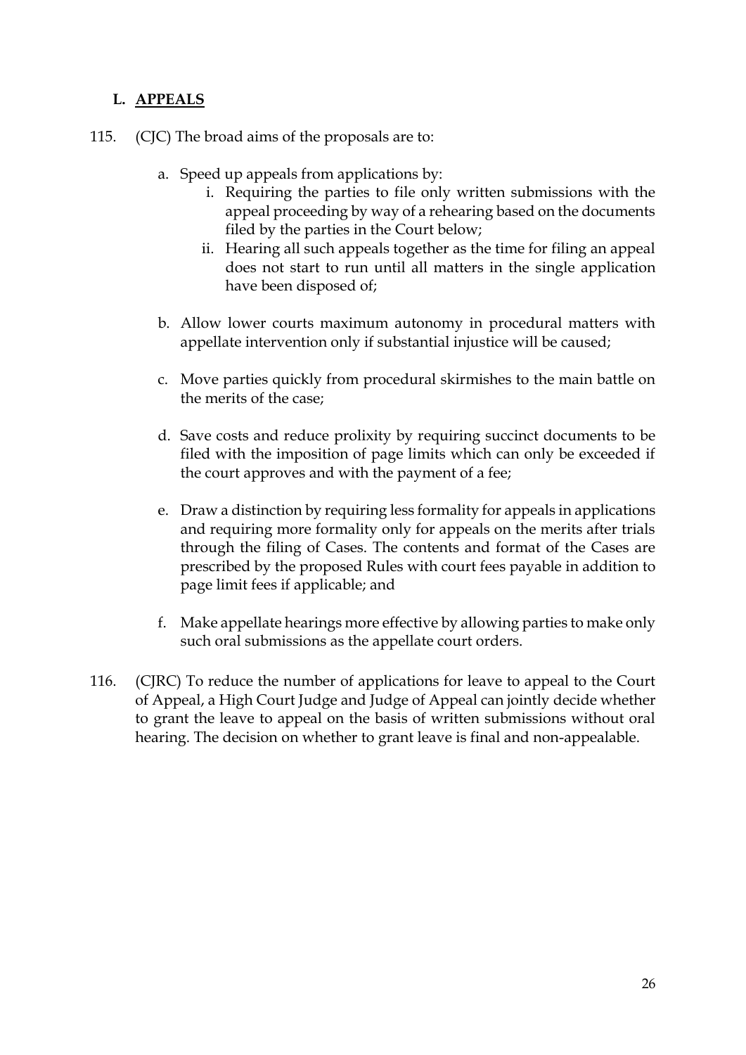## L. APPEALS

115. (CJC) The broad aims of the proposals are to:

    a. Speed up appeals from applications by:
        i. Requiring the parties to file only written submissions with the appeal proceeding by way of a rehearing based on the documents filed by the parties in the Court below;
        ii. Hearing all such appeals together as the time for filing an appeal does not start to run until all matters in the single application have been disposed of;

    b. Allow lower courts maximum autonomy in procedural matters with appellate intervention only if substantial injustice will be caused;

    c. Move parties quickly from procedural skirmishes to the main battle on the merits of the case;

    d. Save costs and reduce prolixity by requiring succinct documents to be filed with the imposition of page limits which can only be exceeded if the court approves and with the payment of a fee;

    e. Draw a distinction by requiring less formality for appeals in applications and requiring more formality only for appeals on the merits after trials through the filing of Cases. The contents and format of the Cases are prescribed by the proposed Rules with court fees payable in addition to page limit fees if applicable; and

    f. Make appellate hearings more effective by allowing parties to make only such oral submissions as the appellate court orders.

116. (CJRC) To reduce the number of applications for leave to appeal to the Court of Appeal, a High Court Judge and Judge of Appeal can jointly decide whether to grant the leave to appeal on the basis of written submissions without oral hearing. The decision on whether to grant leave is final and non-appealable.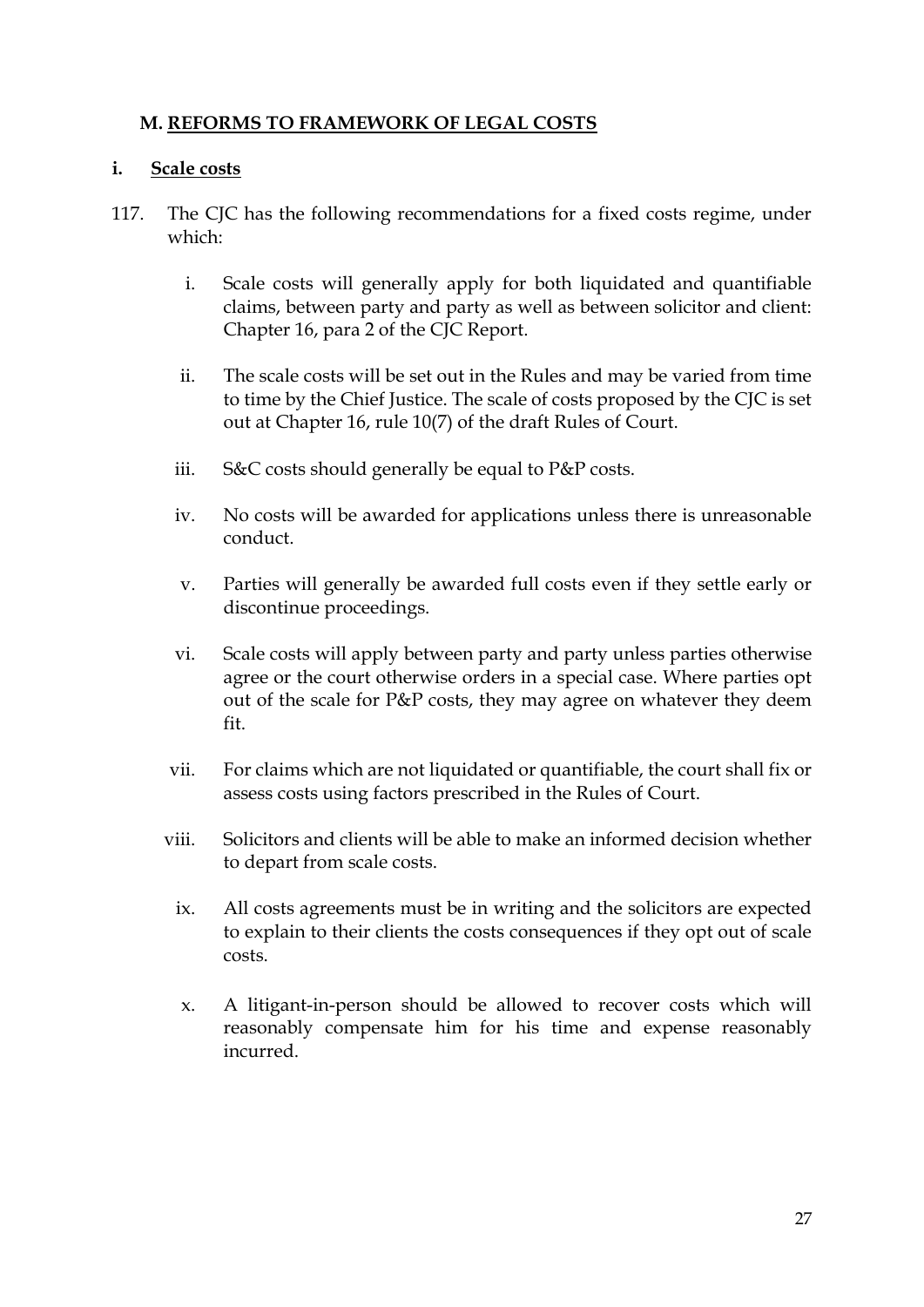## M. <u>REFORMS TO FRAMEWORK OF LEGAL COSTS</u>

### i. <u>Scale costs</u>

117. The CJC has the following recommendations for a fixed costs regime, under which:

    i. Scale costs will generally apply for both liquidated and quantifiable claims, between party and party as well as between solicitor and client: Chapter 16, para 2 of the CJC Report.

    ii. The scale costs will be set out in the Rules and may be varied from time to time by the Chief Justice. The scale of costs proposed by the CJC is set out at Chapter 16, rule 10(7) of the draft Rules of Court.

    iii. S&C costs should generally be equal to P&P costs.

    iv. No costs will be awarded for applications unless there is unreasonable conduct.

    v. Parties will generally be awarded full costs even if they settle early or discontinue proceedings.

    vi. Scale costs will apply between party and party unless parties otherwise agree or the court otherwise orders in a special case. Where parties opt out of the scale for P&P costs, they may agree on whatever they deem fit.

    vii. For claims which are not liquidated or quantifiable, the court shall fix or assess costs using factors prescribed in the Rules of Court.

    viii. Solicitors and clients will be able to make an informed decision whether to depart from scale costs.

    ix. All costs agreements must be in writing and the solicitors are expected to explain to their clients the costs consequences if they opt out of scale costs.

    x. A litigant-in-person should be allowed to recover costs which will reasonably compensate him for his time and expense reasonably incurred.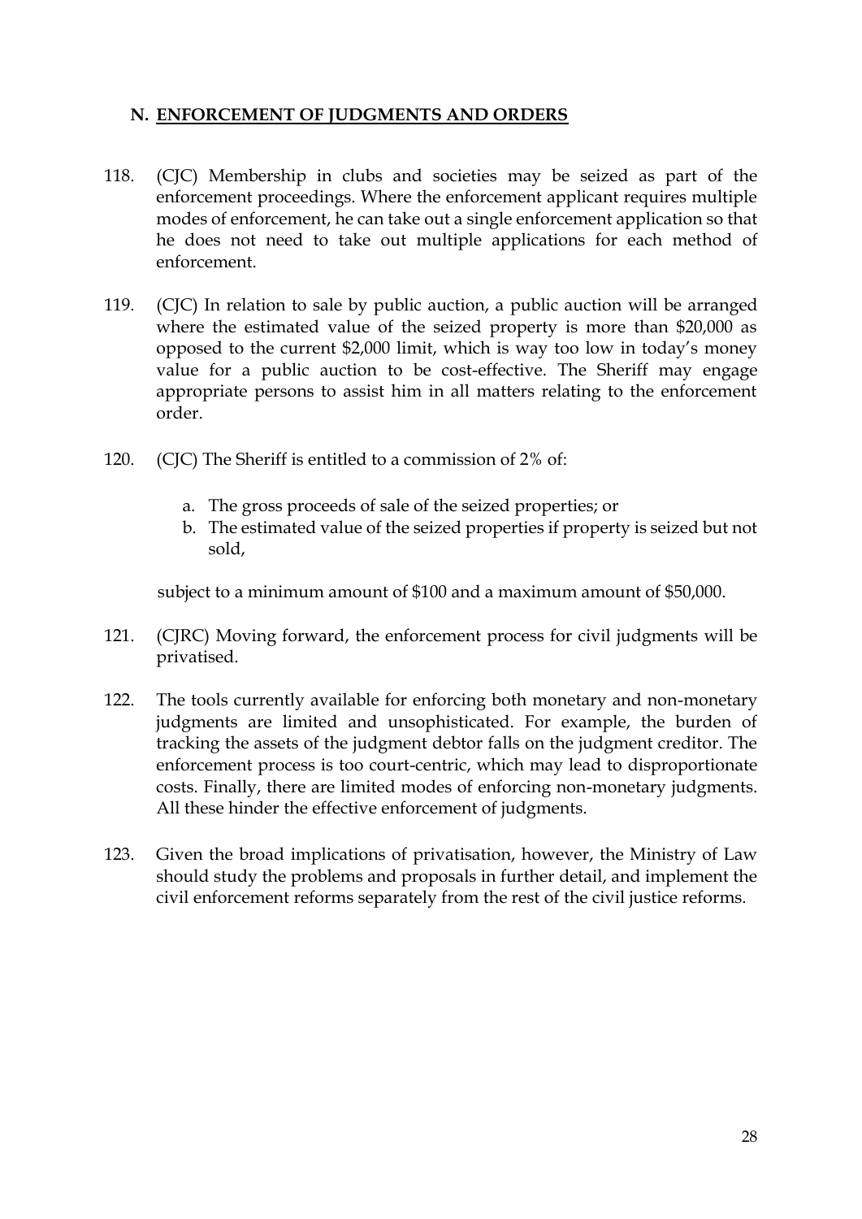## N. ENFORCEMENT OF JUDGMENTS AND ORDERS

118. (CJC) Membership in clubs and societies may be seized as part of the enforcement proceedings. Where the enforcement applicant requires multiple modes of enforcement, he can take out a single enforcement application so that he does not need to take out multiple applications for each method of enforcement.

119. (CJC) In relation to sale by public auction, a public auction will be arranged where the estimated value of the seized property is more than $20,000 as opposed to the current $2,000 limit, which is way too low in today's money value for a public auction to be cost-effective. The Sheriff may engage appropriate persons to assist him in all matters relating to the enforcement order.

120. (CJC) The Sheriff is entitled to a commission of 2% of:

    a. The gross proceeds of sale of the seized properties; or
    b. The estimated value of the seized properties if property is seized but not sold,

    subject to a minimum amount of $100 and a maximum amount of $50,000.

121. (CJRC) Moving forward, the enforcement process for civil judgments will be privatised.

122. The tools currently available for enforcing both monetary and non-monetary judgments are limited and unsophisticated. For example, the burden of tracking the assets of the judgment debtor falls on the judgment creditor. The enforcement process is too court-centric, which may lead to disproportionate costs. Finally, there are limited modes of enforcing non-monetary judgments. All these hinder the effective enforcement of judgments.

123. Given the broad implications of privatisation, however, the Ministry of Law should study the problems and proposals in further detail, and implement the civil enforcement reforms separately from the rest of the civil justice reforms.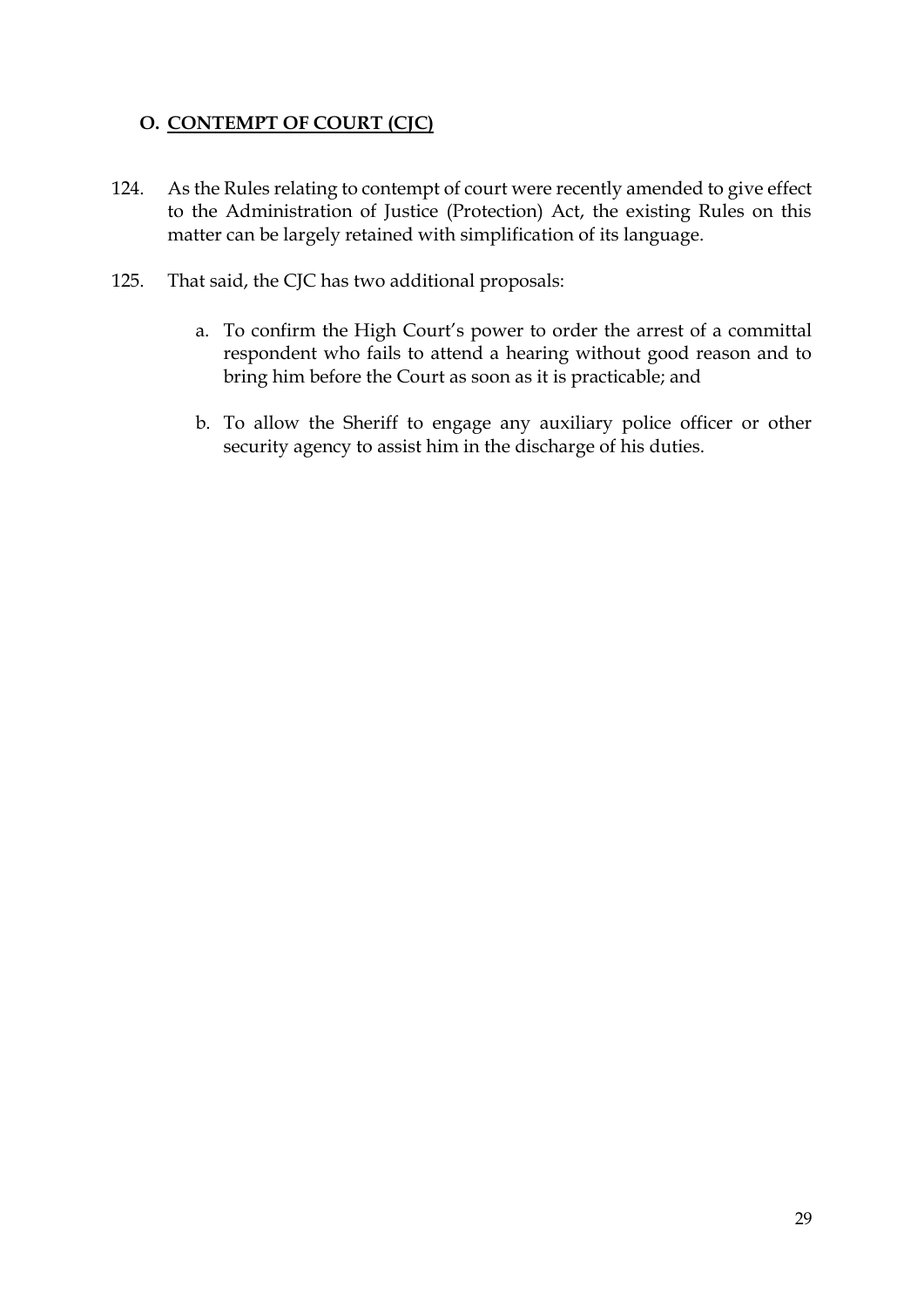## O. <u>CONTEMPT OF COURT (CJC)</u>

124. As the Rules relating to contempt of court were recently amended to give effect to the Administration of Justice (Protection) Act, the existing Rules on this matter can be largely retained with simplification of its language.

125. That said, the CJC has two additional proposals:

  a. To confirm the High Court's power to order the arrest of a committal respondent who fails to attend a hearing without good reason and to bring him before the Court as soon as it is practicable; and

  b. To allow the Sheriff to engage any auxiliary police officer or other security agency to assist him in the discharge of his duties.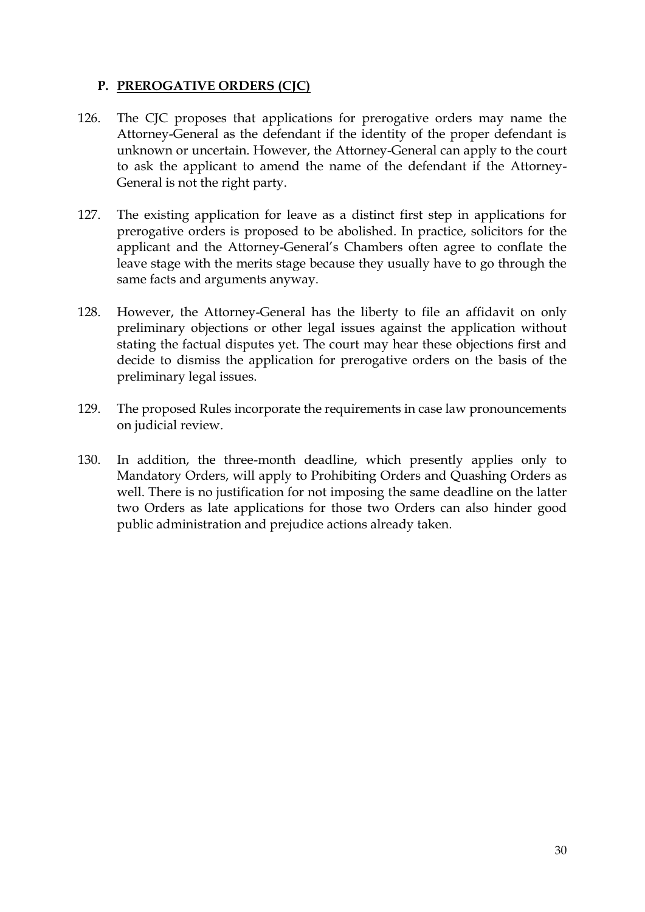## P. PREROGATIVE ORDERS (CJC)

126. The CJC proposes that applications for prerogative orders may name the Attorney-General as the defendant if the identity of the proper defendant is unknown or uncertain. However, the Attorney-General can apply to the court to ask the applicant to amend the name of the defendant if the Attorney-General is not the right party.

127. The existing application for leave as a distinct first step in applications for prerogative orders is proposed to be abolished. In practice, solicitors for the applicant and the Attorney-General's Chambers often agree to conflate the leave stage with the merits stage because they usually have to go through the same facts and arguments anyway.

128. However, the Attorney-General has the liberty to file an affidavit on only preliminary objections or other legal issues against the application without stating the factual disputes yet. The court may hear these objections first and decide to dismiss the application for prerogative orders on the basis of the preliminary legal issues.

129. The proposed Rules incorporate the requirements in case law pronouncements on judicial review.

130. In addition, the three-month deadline, which presently applies only to Mandatory Orders, will apply to Prohibiting Orders and Quashing Orders as well. There is no justification for not imposing the same deadline on the latter two Orders as late applications for those two Orders can also hinder good public administration and prejudice actions already taken.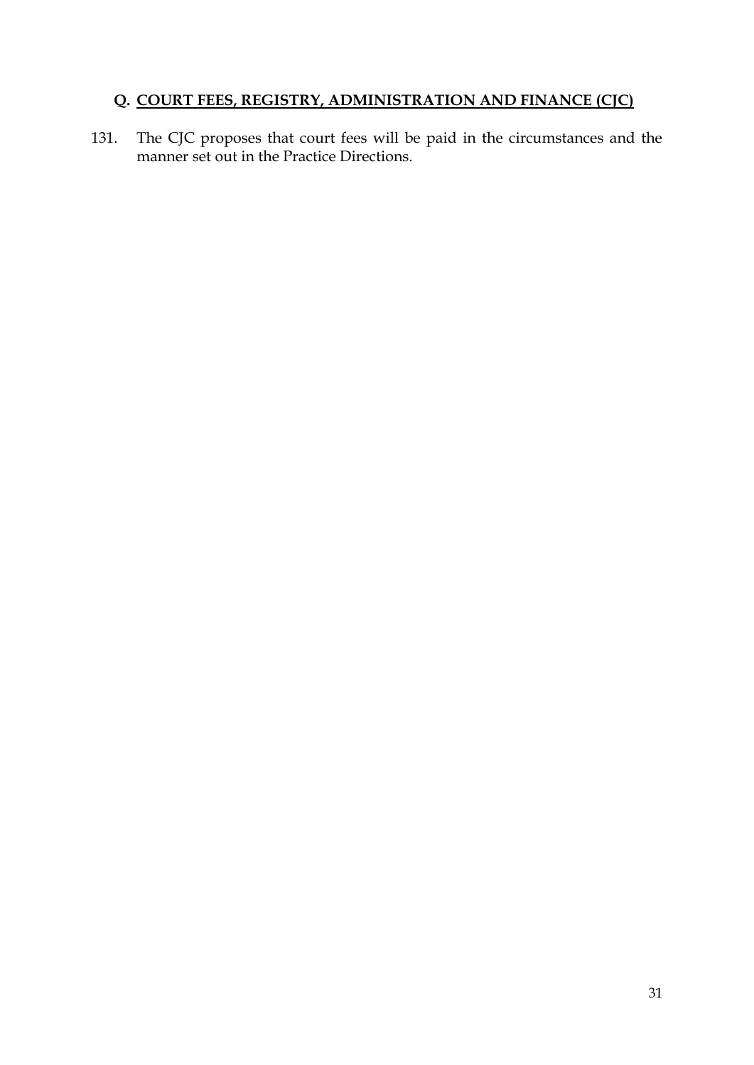## Q. COURT FEES, REGISTRY, ADMINISTRATION AND FINANCE (CJC)

131. The CJC proposes that court fees will be paid in the circumstances and the manner set out in the Practice Directions.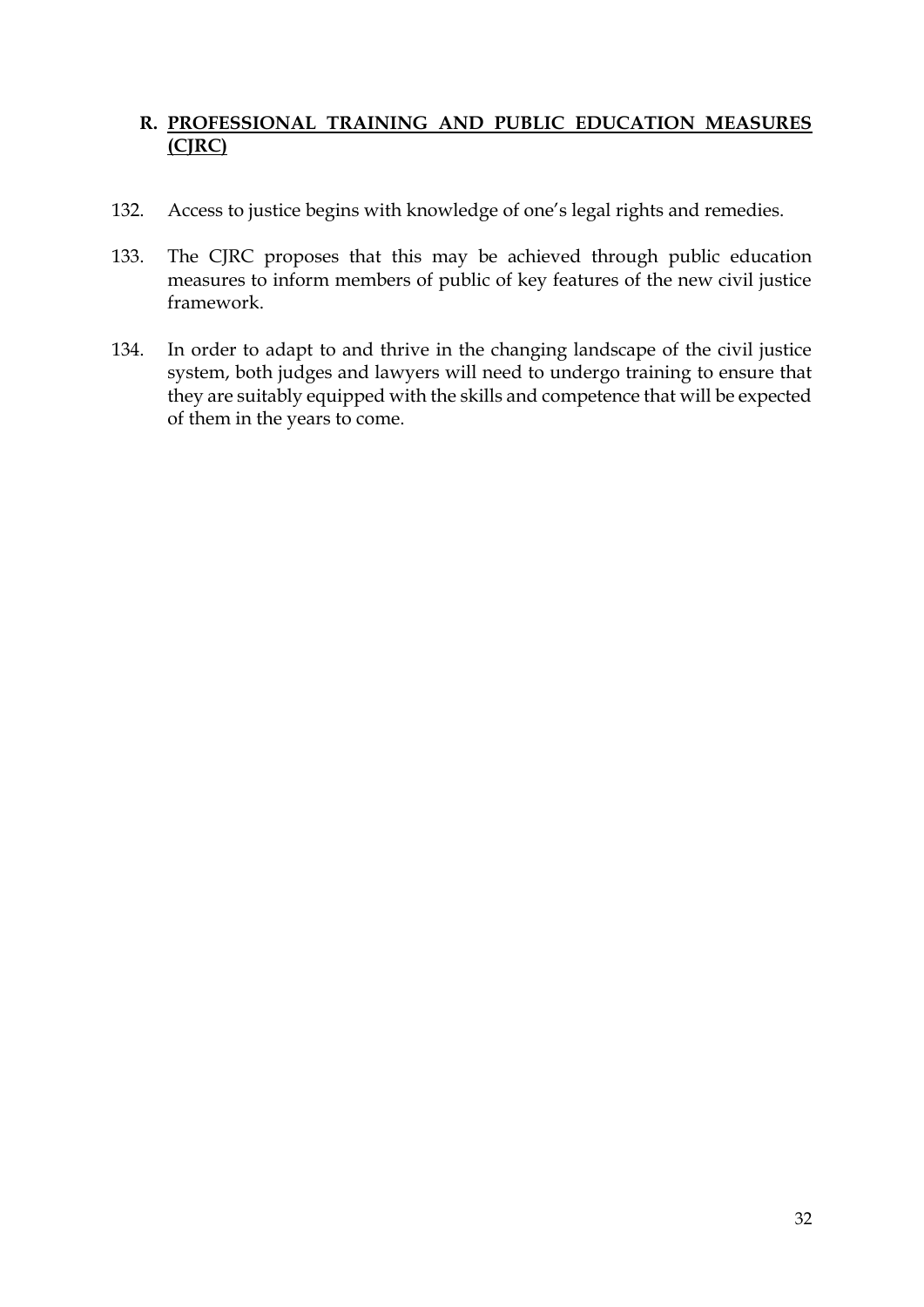## R. PROFESSIONAL TRAINING AND PUBLIC EDUCATION MEASURES (CJRC)

132. Access to justice begins with knowledge of one's legal rights and remedies.

133. The CJRC proposes that this may be achieved through public education measures to inform members of public of key features of the new civil justice framework.

134. In order to adapt to and thrive in the changing landscape of the civil justice system, both judges and lawyers will need to undergo training to ensure that they are suitably equipped with the skills and competence that will be expected of them in the years to come.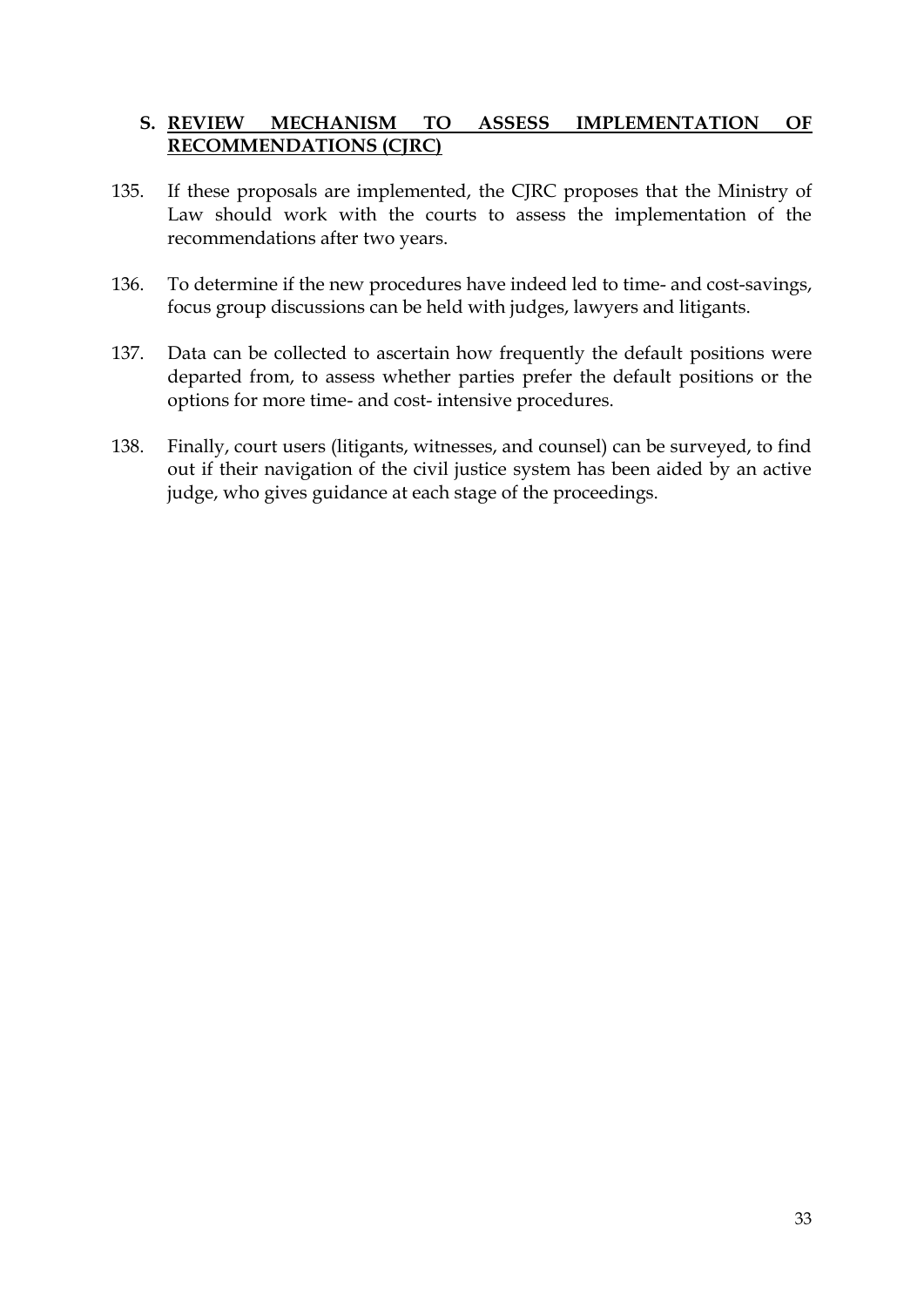## S. REVIEW MECHANISM TO ASSESS IMPLEMENTATION OF RECOMMENDATIONS (CJRC)

135. If these proposals are implemented, the CJRC proposes that the Ministry of Law should work with the courts to assess the implementation of the recommendations after two years.

136. To determine if the new procedures have indeed led to time- and cost-savings, focus group discussions can be held with judges, lawyers and litigants.

137. Data can be collected to ascertain how frequently the default positions were departed from, to assess whether parties prefer the default positions or the options for more time- and cost- intensive procedures.

138. Finally, court users (litigants, witnesses, and counsel) can be surveyed, to find out if their navigation of the civil justice system has been aided by an active judge, who gives guidance at each stage of the proceedings.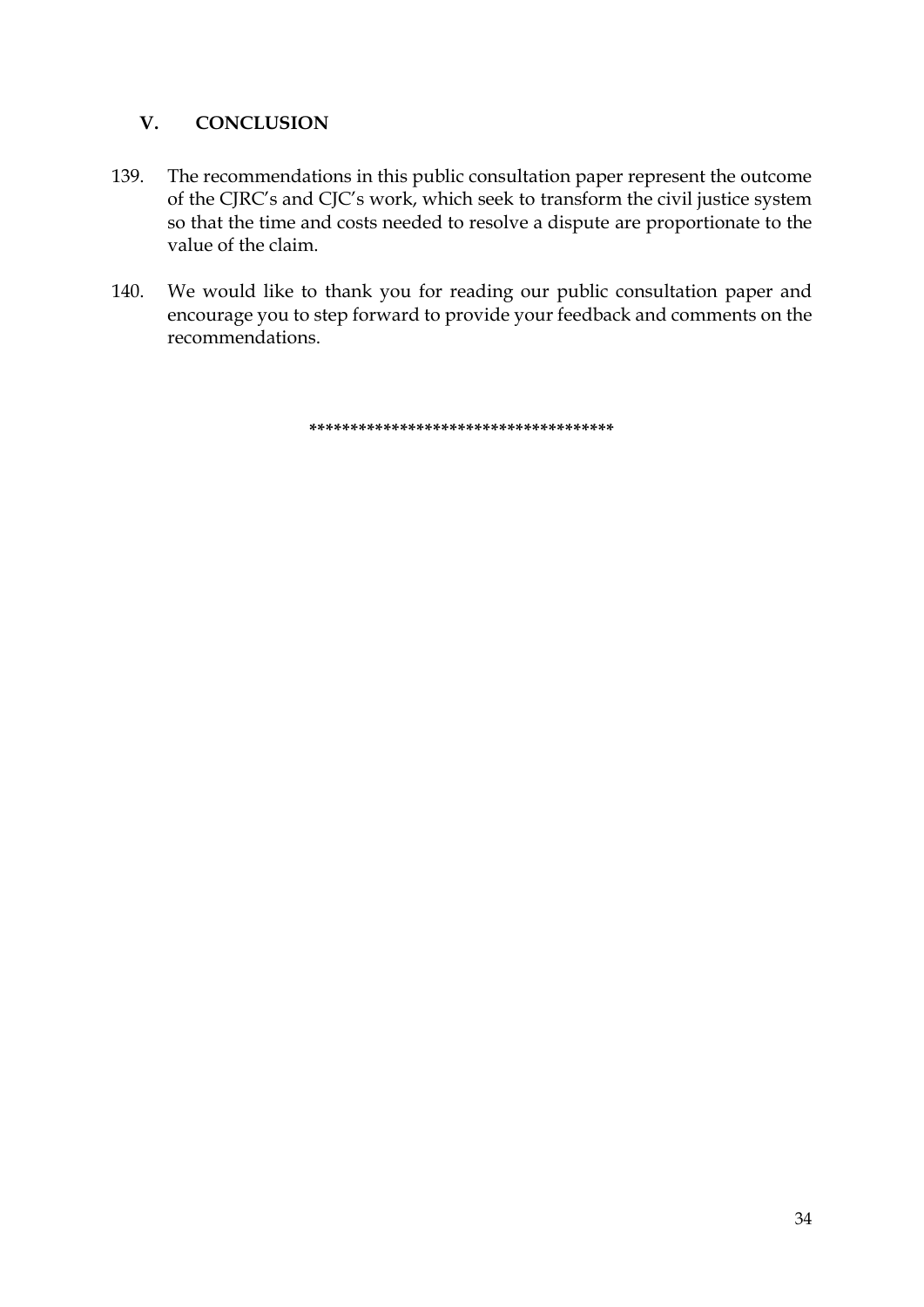## V. CONCLUSION

139. The recommendations in this public consultation paper represent the outcome of the CJRC's and CJC's work, which seek to transform the civil justice system so that the time and costs needed to resolve a dispute are proportionate to the value of the claim.

140. We would like to thank you for reading our public consultation paper and encourage you to step forward to provide your feedback and comments on the recommendations.

************************************